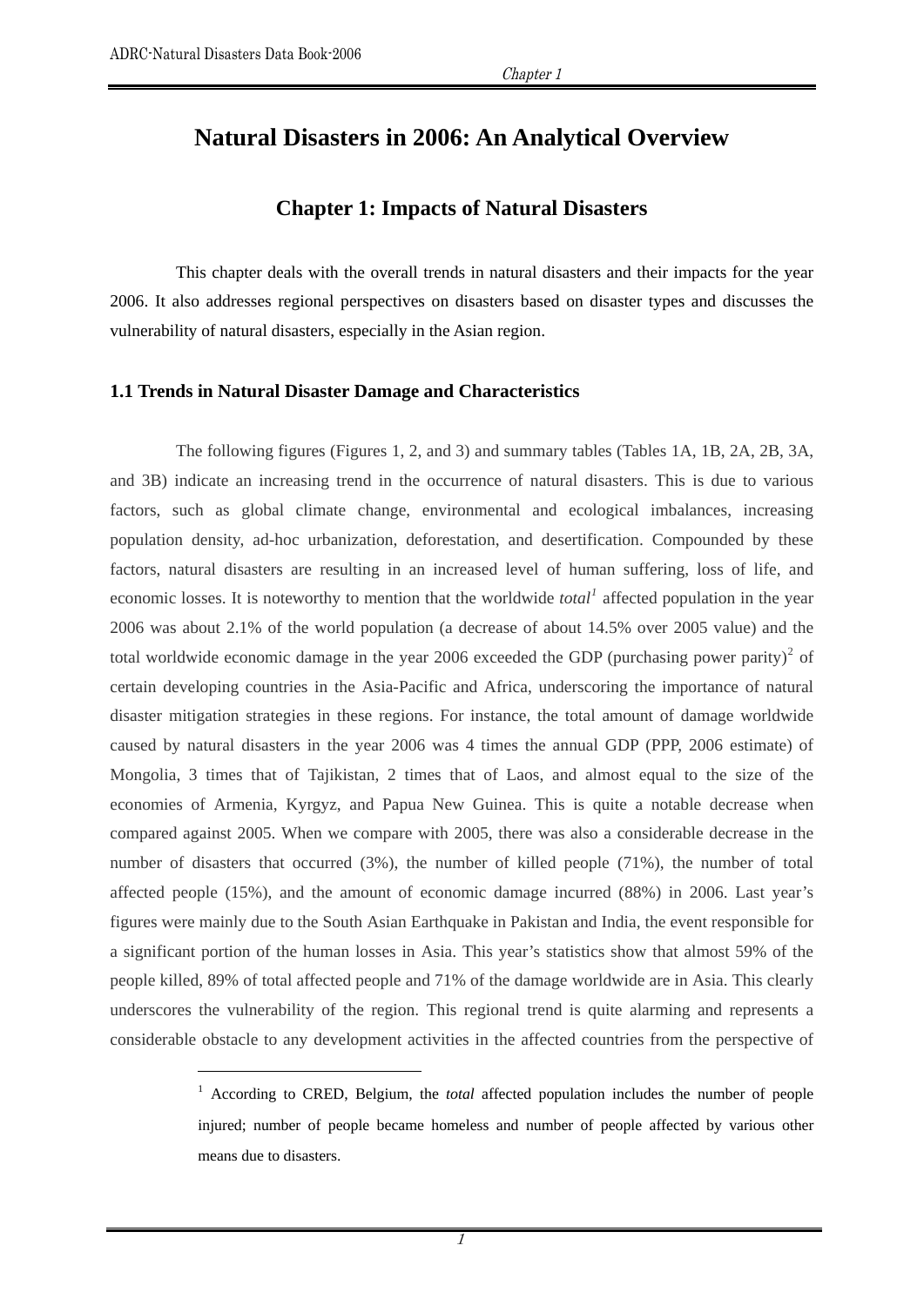# Natural Disasters in 2006: An Analytical Overview

## Chapter 1: Impacts of Natural Disasters

This chapter deals with the overall trends in natural disasters and their impacts for the year 2006. It also addresses regional perspectives on disasters based on disaster types and discusses the vulnerability of natural disasters, especially in the Asian region.

### 1.1 Trends in Natural Disaster Damage and Characteristics

The following figures (Figures 1, 2, and 3) and summary tables (Tables 1A, 1B, 2A, 2B, 3A, and 3B) indicate an increasing trend in the occurrence of natural disasters. This is due to various factors, such as global climate change, environmental and ecological imbalances, increasing population density, ad-hoc urbanization, deforestation, and desertification. Compounded by these factors, natural disasters are resulting in an increased level of human suffering, loss of life, and economic losses. It is noteworthy to mention that the worldwide *total*[1] affected population in the year 2006 was about 2.1% of the world population (a decrease of about 14.5% over 2005 value) and the total worldwide economic damage in the year 2006 exceeded the GDP (purchasing power parity)[2] of certain developing countries in the Asia-Pacific and Africa, underscoring the importance of natural disaster mitigation strategies in these regions. For instance, the total amount of damage worldwide caused by natural disasters in the year 2006 was 4 times the annual GDP (PPP, 2006 estimate) of Mongolia, 3 times that of Tajikistan, 2 times that of Laos, and almost equal to the size of the economies of Armenia, Kyrgyz, and Papua New Guinea. This is quite a notable decrease when compared against 2005. When we compare with 2005, there was also a considerable decrease in the number of disasters that occurred (3%), the number of killed people (71%), the number of total affected people (15%), and the amount of economic damage incurred (88%) in 2006. Last year's figures were mainly due to the South Asian Earthquake in Pakistan and India, the event responsible for a significant portion of the human losses in Asia. This year's statistics show that almost 59% of the people killed, 89% of total affected people and 71% of the damage worldwide are in Asia. This clearly underscores the vulnerability of the region. This regional trend is quite alarming and represents a considerable obstacle to any development activities in the affected countries from the perspective of

---

[1] According to CRED, Belgium, the *total* affected population includes the number of people injured; number of people became homeless and number of people affected by various other means due to disasters.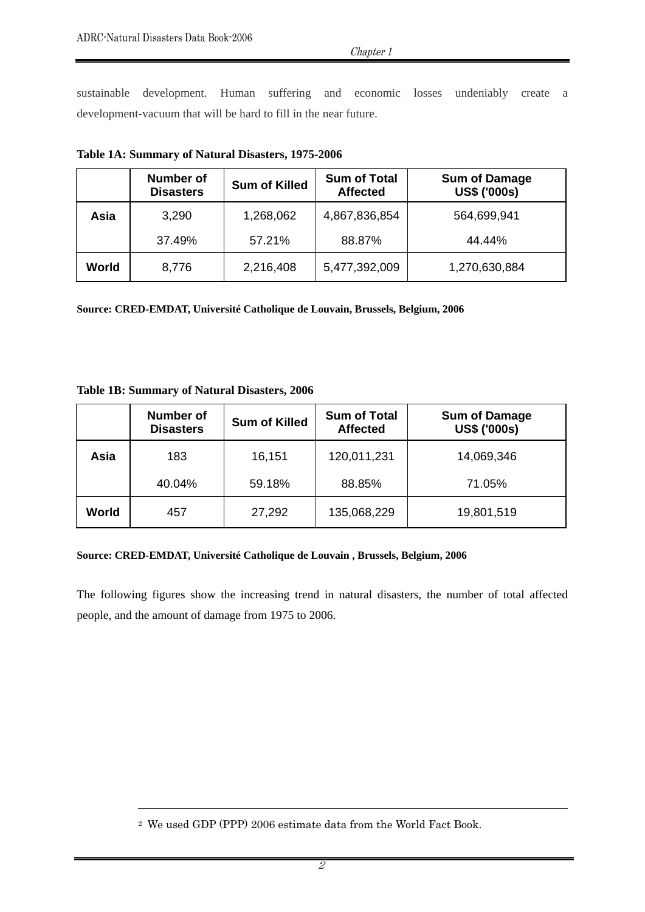sustainable development. Human suffering and economic losses undeniably create a development-vacuum that will be hard to fill in the near future.

**Table 1A: Summary of Natural Disasters, 1975-2006**

| | Number of Disasters | Sum of Killed | Sum of Total Affected | Sum of Damage US$ ('000s) |
|---|---|---|---|---|
| **Asia** | 3,290 | 1,268,062 | 4,867,836,854 | 564,699,941 |
| | 37.49% | 57.21% | 88.87% | 44.44% |
| **World** | 8,776 | 2,216,408 | 5,477,392,009 | 1,270,630,884 |

**Source: CRED-EMDAT, Université Catholique de Louvain, Brussels, Belgium, 2006**

**Table 1B: Summary of Natural Disasters, 2006**

| | Number of Disasters | Sum of Killed | Sum of Total Affected | Sum of Damage US$ ('000s) |
|---|---|---|---|---|
| **Asia** | 183 | 16,151 | 120,011,231 | 14,069,346 |
| | 40.04% | 59.18% | 88.85% | 71.05% |
| **World** | 457 | 27,292 | 135,068,229 | 19,801,519 |

**Source: CRED-EMDAT, Université Catholique de Louvain , Brussels, Belgium, 2006**

The following figures show the increasing trend in natural disasters, the number of total affected people, and the amount of damage from 1975 to 2006.

[2] We used GDP (PPP) 2006 estimate data from the World Fact Book.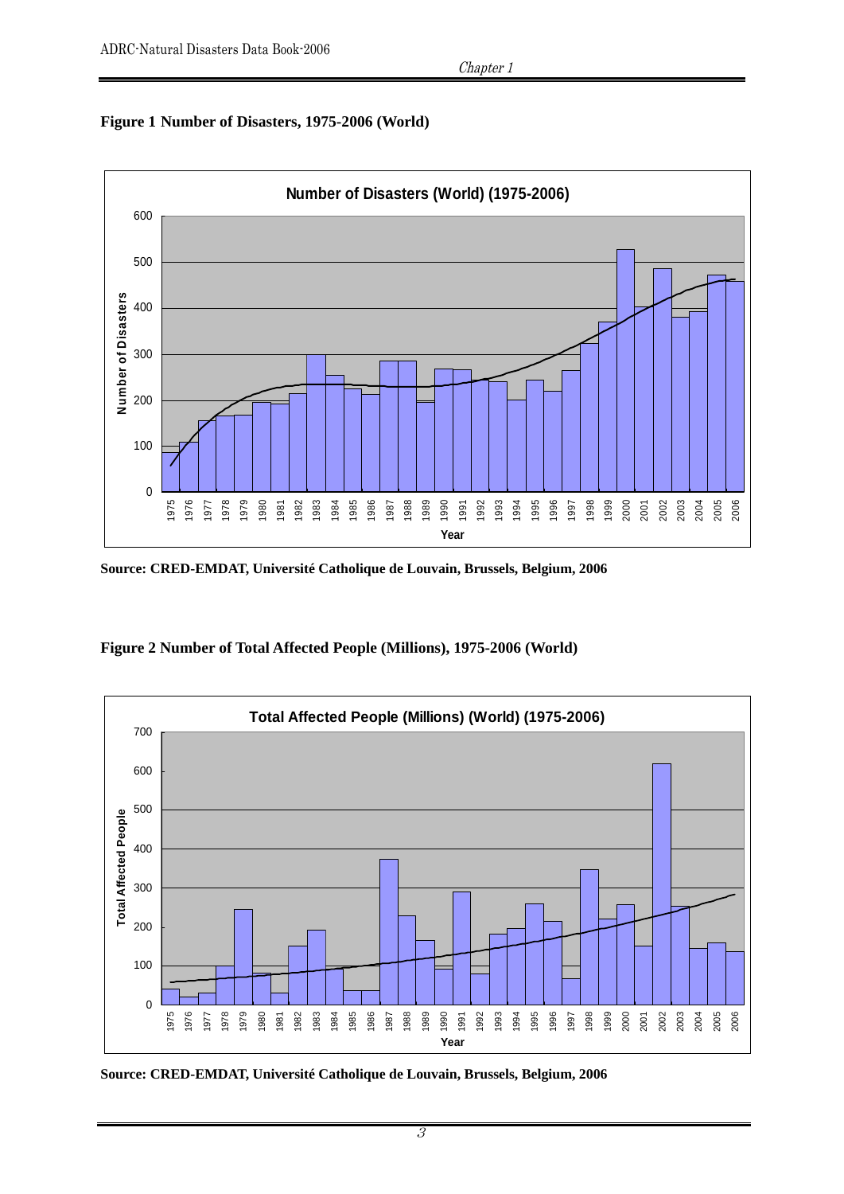**Figure 1 Number of Disasters, 1975-2006 (World)**

Source: CRED-EMDAT, Université Catholique de Louvain, Brussels, Belgium, 2006

**Figure 2 Number of Total Affected People (Millions), 1975-2006 (World)**

Source: CRED-EMDAT, Université Catholique de Louvain, Brussels, Belgium, 2006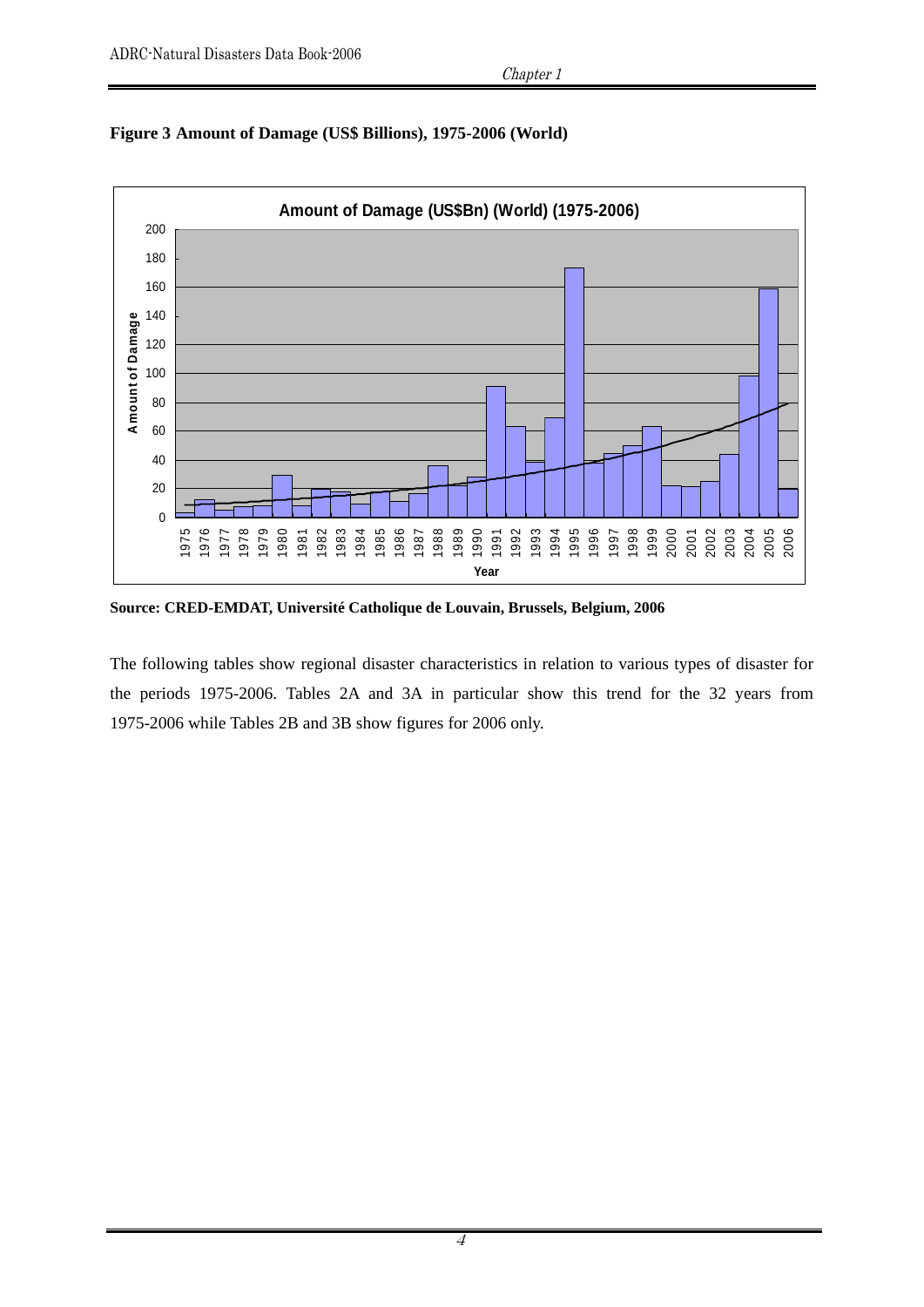**Figure 3 Amount of Damage (US$ Billions), 1975-2006 (World)**

**Source: CRED-EMDAT, Université Catholique de Louvain, Brussels, Belgium, 2006**

The following tables show regional disaster characteristics in relation to various types of disaster for the periods 1975-2006. Tables 2A and 3A in particular show this trend for the 32 years from 1975-2006 while Tables 2B and 3B show figures for 2006 only.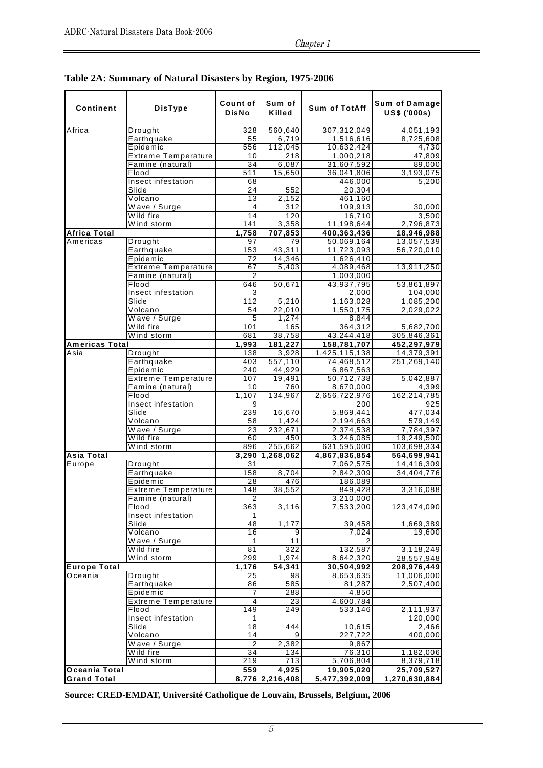**Table 2A: Summary of Natural Disasters by Region, 1975-2006**

| Continent | DisType | Count of DisNo | Sum of Killed | Sum of TotAff | Sum of Damage US$ ('000s) |
|---|---|---|---|---|---|
| Africa | Drought | 328 | 560,640 | 307,312,049 | 4,051,193 |
| | Earthquake | 55 | 6,719 | 1,516,616 | 8,725,608 |
| | Epidemic | 556 | 112,045 | 10,632,424 | 4,730 |
| | Extreme Temperature | 10 | 218 | 1,000,218 | 47,809 |
| | Famine (natural) | 34 | 6,087 | 31,607,592 | 89,000 |
| | Flood | 511 | 15,650 | 36,041,806 | 3,193,075 |
| | Insect infestation | 68 | | 446,000 | 5,200 |
| | Slide | 24 | 552 | 20,304 | |
| | Volcano | 13 | 2,152 | 461,160 | |
| | Wave / Surge | 4 | 312 | 109,913 | 30,000 |
| | Wild fire | 14 | 120 | 16,710 | 3,500 |
| | Wind storm | 141 | 3,358 | 11,198,644 | 2,796,873 |
| **Africa Total** | | **1,758** | **707,853** | **400,363,436** | **18,946,988** |
| Americas | Drought | 97 | 79 | 50,069,164 | 13,057,539 |
| | Earthquake | 153 | 43,311 | 11,723,093 | 56,720,010 |
| | Epidemic | 72 | 14,346 | 1,626,410 | |
| | Extreme Temperature | 67 | 5,403 | 4,089,468 | 13,911,250 |
| | Famine (natural) | 2 | | 1,003,000 | |
| | Flood | 646 | 50,671 | 43,937,795 | 53,861,897 |
| | Insect infestation | 3 | | 2,000 | 104,000 |
| | Slide | 112 | 5,210 | 1,163,028 | 1,085,200 |
| | Volcano | 54 | 22,010 | 1,550,175 | 2,029,022 |
| | Wave / Surge | 5 | 1,274 | 8,844 | |
| | Wild fire | 101 | 165 | 364,312 | 5,682,700 |
| | Wind storm | 681 | 38,758 | 43,244,418 | 305,846,361 |
| **Americas Total** | | **1,993** | **181,227** | **158,781,707** | **452,297,979** |
| Asia | Drought | 138 | 3,928 | 1,425,115,138 | 14,379,391 |
| | Earthquake | 403 | 557,110 | 74,468,512 | 251,269,140 |
| | Epidemic | 240 | 44,929 | 6,867,563 | |
| | Extreme Temperature | 107 | 19,491 | 50,712,738 | 5,042,887 |
| | Famine (natural) | 10 | 760 | 8,670,000 | 4,399 |
| | Flood | 1,107 | 134,967 | 2,656,722,976 | 162,214,785 |
| | Insect infestation | 9 | | 200 | 925 |
| | Slide | 239 | 16,670 | 5,869,441 | 477,034 |
| | Volcano | 58 | 1,424 | 2,194,663 | 579,149 |
| | Wave / Surge | 23 | 232,671 | 2,374,538 | 7,784,397 |
| | Wild fire | 60 | 450 | 3,246,085 | 19,249,500 |
| | Wind storm | 896 | 255,662 | 631,595,000 | 103,698,334 |
| **Asia Total** | | **3,290** | **1,268,062** | **4,867,836,854** | **564,699,941** |
| Europe | Drought | 31 | | 7,062,575 | 14,416,309 |
| | Earthquake | 158 | 8,704 | 2,842,309 | 34,404,776 |
| | Epidemic | 28 | 476 | 186,089 | |
| | Extreme Temperature | 148 | 38,552 | 849,428 | 3,316,088 |
| | Famine (natural) | 2 | | 3,210,000 | |
| | Flood | 363 | 3,116 | 7,533,200 | 123,474,090 |
| | Insect infestation | 1 | | | |
| | Slide | 48 | 1,177 | 39,458 | 1,669,389 |
| | Volcano | 16 | 9 | 7,024 | 19,600 |
| | Wave / Surge | 1 | 11 | 2 | |
| | Wild fire | 81 | 322 | 132,587 | 3,118,249 |
| | Wind storm | 299 | 1,974 | 8,642,320 | 28,557,948 |
| **Europe Total** | | **1,176** | **54,341** | **30,504,992** | **208,976,449** |
| Oceania | Drought | 25 | 98 | 8,653,635 | 11,006,000 |
| | Earthquake | 86 | 585 | 81,287 | 2,507,400 |
| | Epidemic | 7 | 288 | 4,850 | |
| | Extreme Temperature | 4 | 23 | 4,600,784 | |
| | Flood | 149 | 249 | 533,146 | 2,111,937 |
| | Insect infestation | 1 | | | 120,000 |
| | Slide | 18 | 444 | 10,615 | 2,466 |
| | Volcano | 14 | 9 | 227,722 | 400,000 |
| | Wave / Surge | 2 | 2,382 | 9,867 | |
| | Wild fire | 34 | 134 | 76,310 | 1,182,006 |
| | Wind storm | 219 | 713 | 5,706,804 | 8,379,718 |
| **Oceania Total** | | **559** | **4,925** | **19,905,020** | **25,709,527** |
| **Grand Total** | | **8,776** | **2,216,408** | **5,477,392,009** | **1,270,630,884** |

**Source: CRED-EMDAT, Université Catholique de Louvain, Brussels, Belgium, 2006**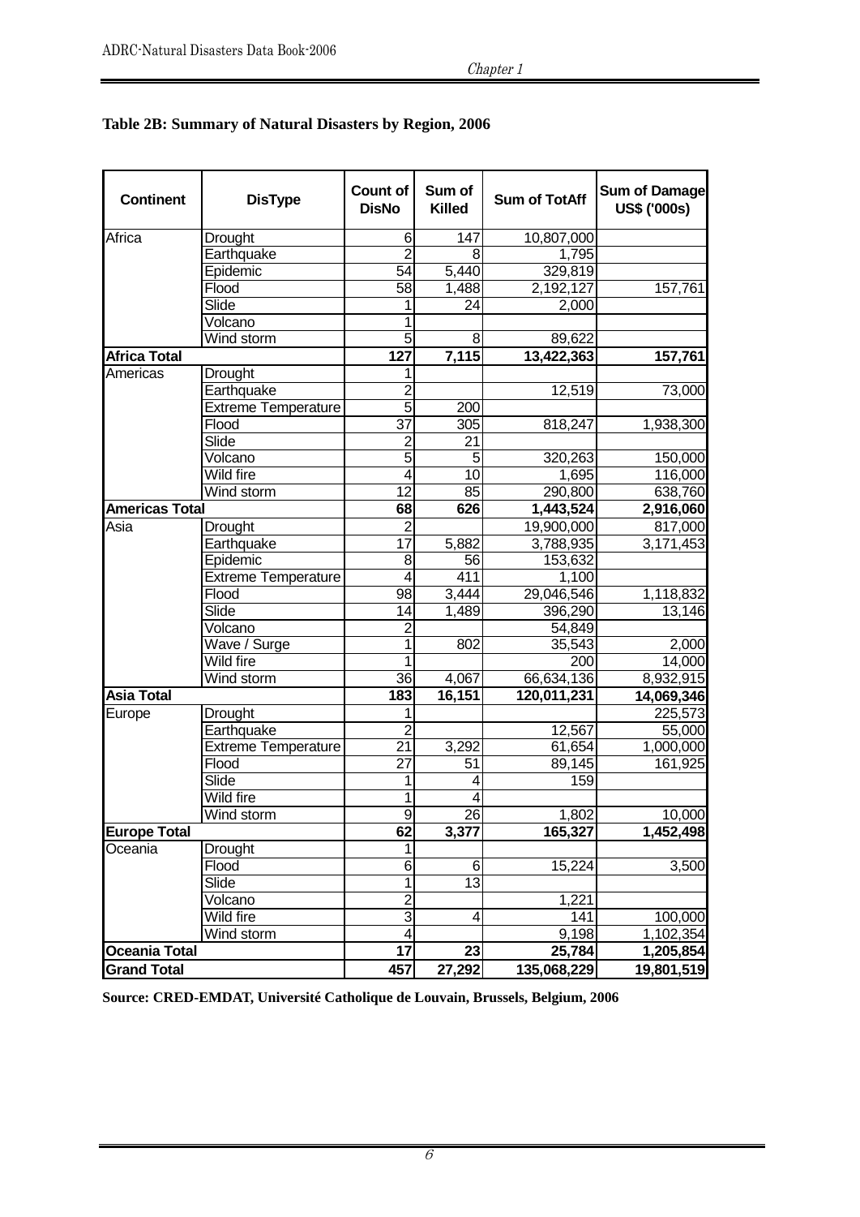### Table 2B: Summary of Natural Disasters by Region, 2006

| Continent | DisType | Count of DisNo | Sum of Killed | Sum of TotAff | Sum of Damage US$ ('000s) |
|---|---|---|---|---|---|
| Africa | Drought | 6 | 147 | 10,807,000 | |
| | Earthquake | 2 | 8 | 1,795 | |
| | Epidemic | 54 | 5,440 | 329,819 | |
| | Flood | 58 | 1,488 | 2,192,127 | 157,761 |
| | Slide | 1 | 24 | 2,000 | |
| | Volcano | 1 | | | |
| | Wind storm | 5 | 8 | 89,622 | |
| **Africa Total** | | **127** | **7,115** | **13,422,363** | **157,761** |
| Americas | Drought | 1 | | | |
| | Earthquake | 2 | | 12,519 | 73,000 |
| | Extreme Temperature | 5 | 200 | | |
| | Flood | 37 | 305 | 818,247 | 1,938,300 |
| | Slide | 2 | 21 | | |
| | Volcano | 5 | 5 | 320,263 | 150,000 |
| | Wild fire | 4 | 10 | 1,695 | 116,000 |
| | Wind storm | 12 | 85 | 290,800 | 638,760 |
| **Americas Total** | | **68** | **626** | **1,443,524** | **2,916,060** |
| Asia | Drought | 2 | | 19,900,000 | 817,000 |
| | Earthquake | 17 | 5,882 | 3,788,935 | 3,171,453 |
| | Epidemic | 8 | 56 | 153,632 | |
| | Extreme Temperature | 4 | 411 | 1,100 | |
| | Flood | 98 | 3,444 | 29,046,546 | 1,118,832 |
| | Slide | 14 | 1,489 | 396,290 | 13,146 |
| | Volcano | 2 | | 54,849 | |
| | Wave / Surge | 1 | 802 | 35,543 | 2,000 |
| | Wild fire | 1 | | 200 | 14,000 |
| | Wind storm | 36 | 4,067 | 66,634,136 | 8,932,915 |
| **Asia Total** | | **183** | **16,151** | **120,011,231** | **14,069,346** |
| Europe | Drought | 1 | | | 225,573 |
| | Earthquake | 2 | | 12,567 | 55,000 |
| | Extreme Temperature | 21 | 3,292 | 61,654 | 1,000,000 |
| | Flood | 27 | 51 | 89,145 | 161,925 |
| | Slide | 1 | 4 | 159 | |
| | Wild fire | 1 | 4 | | |
| | Wind storm | 9 | 26 | 1,802 | 10,000 |
| **Europe Total** | | **62** | **3,377** | **165,327** | **1,452,498** |
| Oceania | Drought | 1 | | | |
| | Flood | 6 | 6 | 15,224 | 3,500 |
| | Slide | 1 | 13 | | |
| | Volcano | 2 | | 1,221 | |
| | Wild fire | 3 | 4 | 141 | 100,000 |
| | Wind storm | 4 | | 9,198 | 1,102,354 |
| **Oceania Total** | | **17** | **23** | **25,784** | **1,205,854** |
| **Grand Total** | | **457** | **27,292** | **135,068,229** | **19,801,519** |

**Source: CRED-EMDAT, Université Catholique de Louvain, Brussels, Belgium, 2006**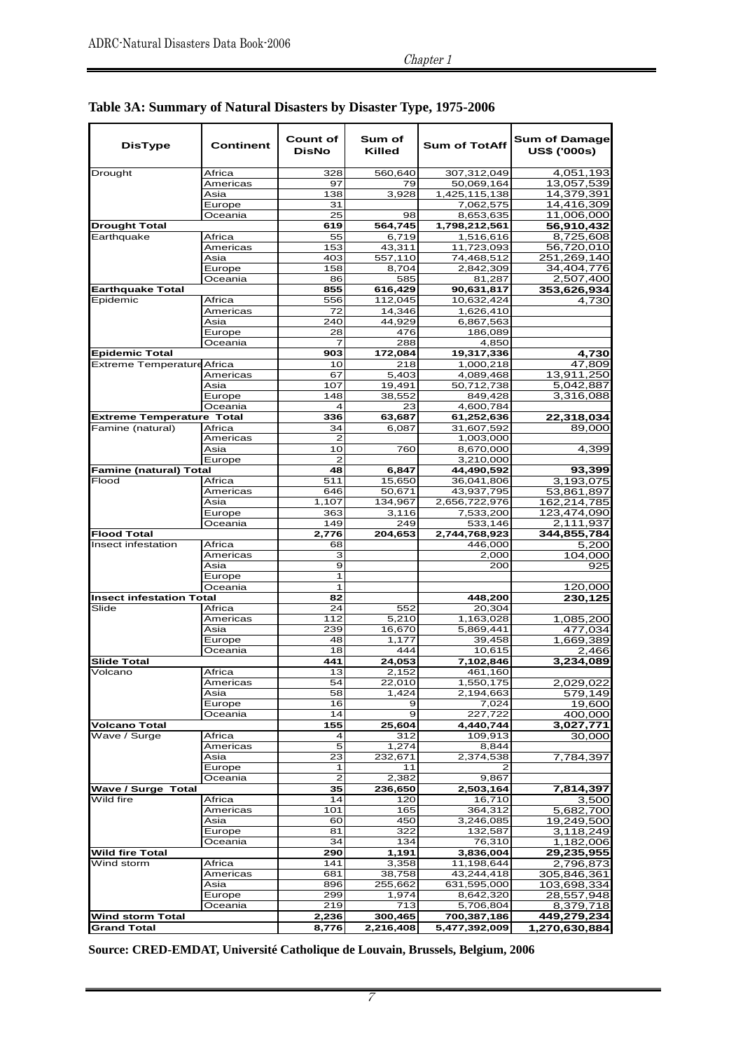## Table 3A: Summary of Natural Disasters by Disaster Type, 1975-2006

| DisType | Continent | Count of DisNo | Sum of Killed | Sum of TotAff | Sum of Damage US$ ('000s) |
|---|---|---|---|---|---|
| Drought | Africa | 328 | 560,640 | 307,312,049 | 4,051,193 |
| | Americas | 97 | 79 | 50,069,164 | 13,057,539 |
| | Asia | 138 | 3,928 | 1,425,115,138 | 14,379,391 |
| | Europe | 31 | | 7,062,575 | 14,416,309 |
| | Oceania | 25 | 98 | 8,653,635 | 11,006,000 |
| **Drought Total** | | **619** | **564,745** | **1,798,212,561** | **56,910,432** |
| Earthquake | Africa | 55 | 6,719 | 1,516,616 | 8,725,608 |
| | Americas | 153 | 43,311 | 11,723,093 | 56,720,010 |
| | Asia | 403 | 557,110 | 74,468,512 | 251,269,140 |
| | Europe | 158 | 8,704 | 2,842,309 | 34,404,776 |
| | Oceania | 86 | 585 | 81,287 | 2,507,400 |
| **Earthquake Total** | | **855** | **616,429** | **90,631,817** | **353,626,934** |
| Epidemic | Africa | 556 | 112,045 | 10,632,424 | 4,730 |
| | Americas | 72 | 14,346 | 1,626,410 | |
| | Asia | 240 | 44,929 | 6,867,563 | |
| | Europe | 28 | 476 | 186,089 | |
| | Oceania | 7 | 288 | 4,850 | |
| **Epidemic Total** | | **903** | **172,084** | **19,317,336** | **4,730** |
| Extreme Temperature | Africa | 10 | 218 | 1,000,218 | 47,809 |
| | Americas | 67 | 5,403 | 4,089,468 | 13,911,250 |
| | Asia | 107 | 19,491 | 50,712,738 | 5,042,887 |
| | Europe | 148 | 38,552 | 849,428 | 3,316,088 |
| | Oceania | 4 | 23 | 4,600,784 | |
| **Extreme Temperature Total** | | **336** | **63,687** | **61,252,636** | **22,318,034** |
| Famine (natural) | Africa | 34 | 6,087 | 31,607,592 | 89,000 |
| | Americas | 2 | | 1,003,000 | |
| | Asia | 10 | 760 | 8,670,000 | 4,399 |
| | Europe | 2 | | 3,210,000 | |
| **Famine (natural) Total** | | **48** | **6,847** | **44,490,592** | **93,399** |
| Flood | Africa | 511 | 15,650 | 36,041,806 | 3,193,075 |
| | Americas | 646 | 50,671 | 43,937,795 | 53,861,897 |
| | Asia | 1,107 | 134,967 | 2,656,722,976 | 162,214,785 |
| | Europe | 363 | 3,116 | 7,533,200 | 123,474,090 |
| | Oceania | 149 | 249 | 533,146 | 2,111,937 |
| **Flood Total** | | **2,776** | **204,653** | **2,744,768,923** | **344,855,784** |
| Insect infestation | Africa | 68 | | 446,000 | 5,200 |
| | Americas | 3 | | 2,000 | 104,000 |
| | Asia | 9 | | 200 | 925 |
| | Europe | 1 | | | |
| | Oceania | 1 | | | 120,000 |
| **Insect infestation Total** | | **82** | | **448,200** | **230,125** |
| Slide | Africa | 24 | 552 | 20,304 | |
| | Americas | 112 | 5,210 | 1,163,028 | 1,085,200 |
| | Asia | 239 | 16,670 | 5,869,441 | 477,034 |
| | Europe | 48 | 1,177 | 39,458 | 1,669,389 |
| | Oceania | 18 | 444 | 10,615 | 2,466 |
| **Slide Total** | | **441** | **24,053** | **7,102,846** | **3,234,089** |
| Volcano | Africa | 13 | 2,152 | 461,160 | |
| | Americas | 54 | 22,010 | 1,550,175 | 2,029,022 |
| | Asia | 58 | 1,424 | 2,194,663 | 579,149 |
| | Europe | 16 | 9 | 7,024 | 19,600 |
| | Oceania | 14 | 9 | 227,722 | 400,000 |
| **Volcano Total** | | **155** | **25,604** | **4,440,744** | **3,027,771** |
| Wave / Surge | Africa | 4 | 312 | 109,913 | 30,000 |
| | Americas | 5 | 1,274 | 8,844 | |
| | Asia | 23 | 232,671 | 2,374,538 | 7,784,397 |
| | Europe | 1 | 11 | 2 | |
| | Oceania | 2 | 2,382 | 9,867 | |
| **Wave / Surge Total** | | **35** | **236,650** | **2,503,164** | **7,814,397** |
| Wild fire | Africa | 14 | 120 | 16,710 | 3,500 |
| | Americas | 101 | 165 | 364,312 | 5,682,700 |
| | Asia | 60 | 450 | 3,246,085 | 19,249,500 |
| | Europe | 81 | 322 | 132,587 | 3,118,249 |
| | Oceania | 34 | 134 | 76,310 | 1,182,006 |
| **Wild fire Total** | | **290** | **1,191** | **3,836,004** | **29,235,955** |
| Wind storm | Africa | 141 | 3,358 | 11,198,644 | 2,796,873 |
| | Americas | 681 | 38,758 | 43,244,418 | 305,846,361 |
| | Asia | 896 | 255,662 | 631,595,000 | 103,698,334 |
| | Europe | 299 | 1,974 | 8,642,320 | 28,557,948 |
| | Oceania | 219 | 713 | 5,706,804 | 8,379,718 |
| **Wind storm Total** | | **2,236** | **300,465** | **700,387,186** | **449,279,234** |
| **Grand Total** | | **8,776** | **2,216,408** | **5,477,392,009** | **1,270,630,884** |

**Source: CRED-EMDAT, Université Catholique de Louvain, Brussels, Belgium, 2006**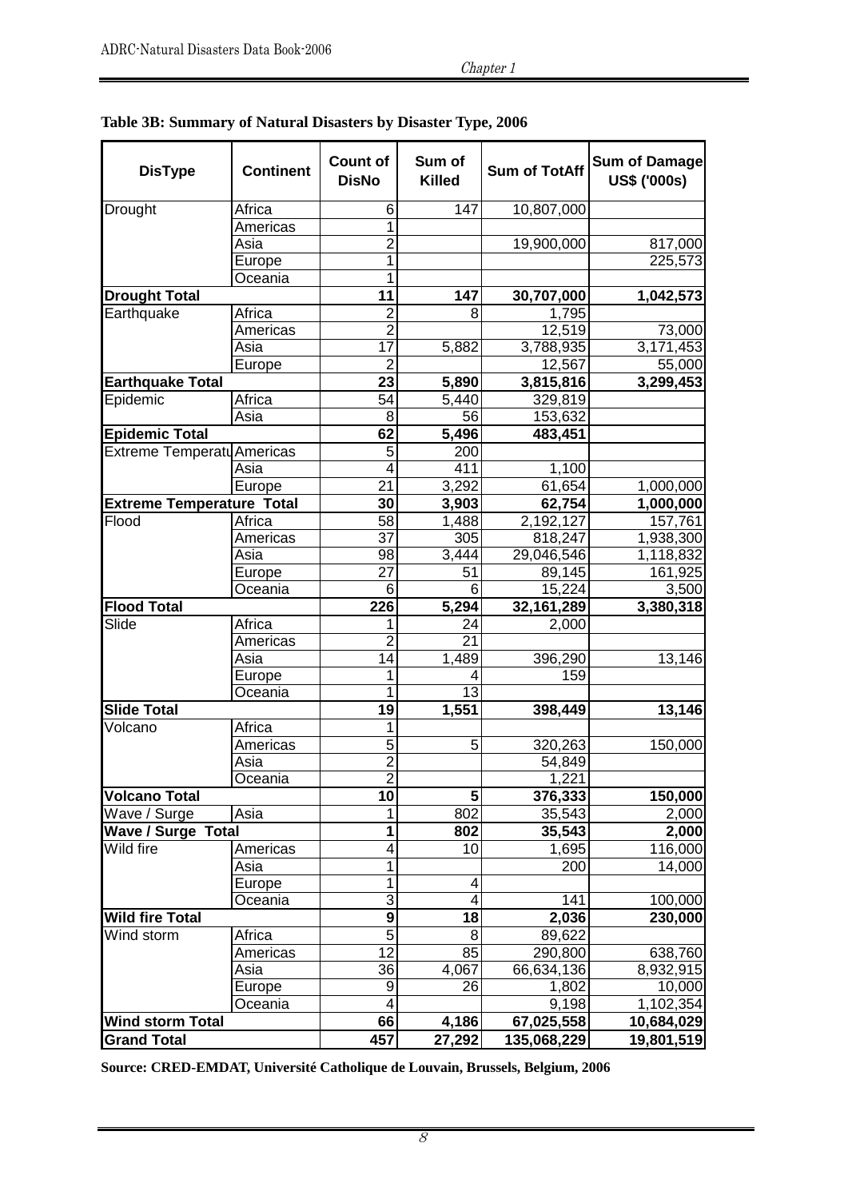**Table 3B: Summary of Natural Disasters by Disaster Type, 2006**

| DisType | Continent | Count of DisNo | Sum of Killed | Sum of TotAff | Sum of Damage US$ ('000s) |
|---|---|---|---|---|---|
| Drought | Africa | 6 | 147 | 10,807,000 | |
| | Americas | 1 | | | |
| | Asia | 2 | | 19,900,000 | 817,000 |
| | Europe | 1 | | | 225,573 |
| | Oceania | 1 | | | |
| **Drought Total** | | **11** | **147** | **30,707,000** | **1,042,573** |
| Earthquake | Africa | 2 | 8 | 1,795 | |
| | Americas | 2 | | 12,519 | 73,000 |
| | Asia | 17 | 5,882 | 3,788,935 | 3,171,453 |
| | Europe | 2 | | 12,567 | 55,000 |
| **Earthquake Total** | | **23** | **5,890** | **3,815,816** | **3,299,453** |
| Epidemic | Africa | 54 | 5,440 | 329,819 | |
| | Asia | 8 | 56 | 153,632 | |
| **Epidemic Total** | | **62** | **5,496** | **483,451** | |
| Extreme Temperatu | Americas | 5 | 200 | | |
| | Asia | 4 | 411 | 1,100 | |
| | Europe | 21 | 3,292 | 61,654 | 1,000,000 |
| **Extreme Temperature Total** | | **30** | **3,903** | **62,754** | **1,000,000** |
| Flood | Africa | 58 | 1,488 | 2,192,127 | 157,761 |
| | Americas | 37 | 305 | 818,247 | 1,938,300 |
| | Asia | 98 | 3,444 | 29,046,546 | 1,118,832 |
| | Europe | 27 | 51 | 89,145 | 161,925 |
| | Oceania | 6 | 6 | 15,224 | 3,500 |
| **Flood Total** | | **226** | **5,294** | **32,161,289** | **3,380,318** |
| Slide | Africa | 1 | 24 | 2,000 | |
| | Americas | 2 | 21 | | |
| | Asia | 14 | 1,489 | 396,290 | 13,146 |
| | Europe | 1 | 4 | 159 | |
| | Oceania | 1 | 13 | | |
| **Slide Total** | | **19** | **1,551** | **398,449** | **13,146** |
| Volcano | Africa | 1 | | | |
| | Americas | 5 | 5 | 320,263 | 150,000 |
| | Asia | 2 | | 54,849 | |
| | Oceania | 2 | | 1,221 | |
| **Volcano Total** | | **10** | **5** | **376,333** | **150,000** |
| Wave / Surge | Asia | 1 | 802 | 35,543 | 2,000 |
| **Wave / Surge Total** | | **1** | **802** | **35,543** | **2,000** |
| Wild fire | Americas | 4 | 10 | 1,695 | 116,000 |
| | Asia | 1 | | 200 | 14,000 |
| | Europe | 1 | 4 | | |
| | Oceania | 3 | 4 | 141 | 100,000 |
| **Wild fire Total** | | **9** | **18** | **2,036** | **230,000** |
| Wind storm | Africa | 5 | 8 | 89,622 | |
| | Americas | 12 | 85 | 290,800 | 638,760 |
| | Asia | 36 | 4,067 | 66,634,136 | 8,932,915 |
| | Europe | 9 | 26 | 1,802 | 10,000 |
| | Oceania | 4 | | 9,198 | 1,102,354 |
| **Wind storm Total** | | **66** | **4,186** | **67,025,558** | **10,684,029** |
| **Grand Total** | | **457** | **27,292** | **135,068,229** | **19,801,519** |

**Source: CRED-EMDAT, Université Catholique de Louvain, Brussels, Belgium, 2006**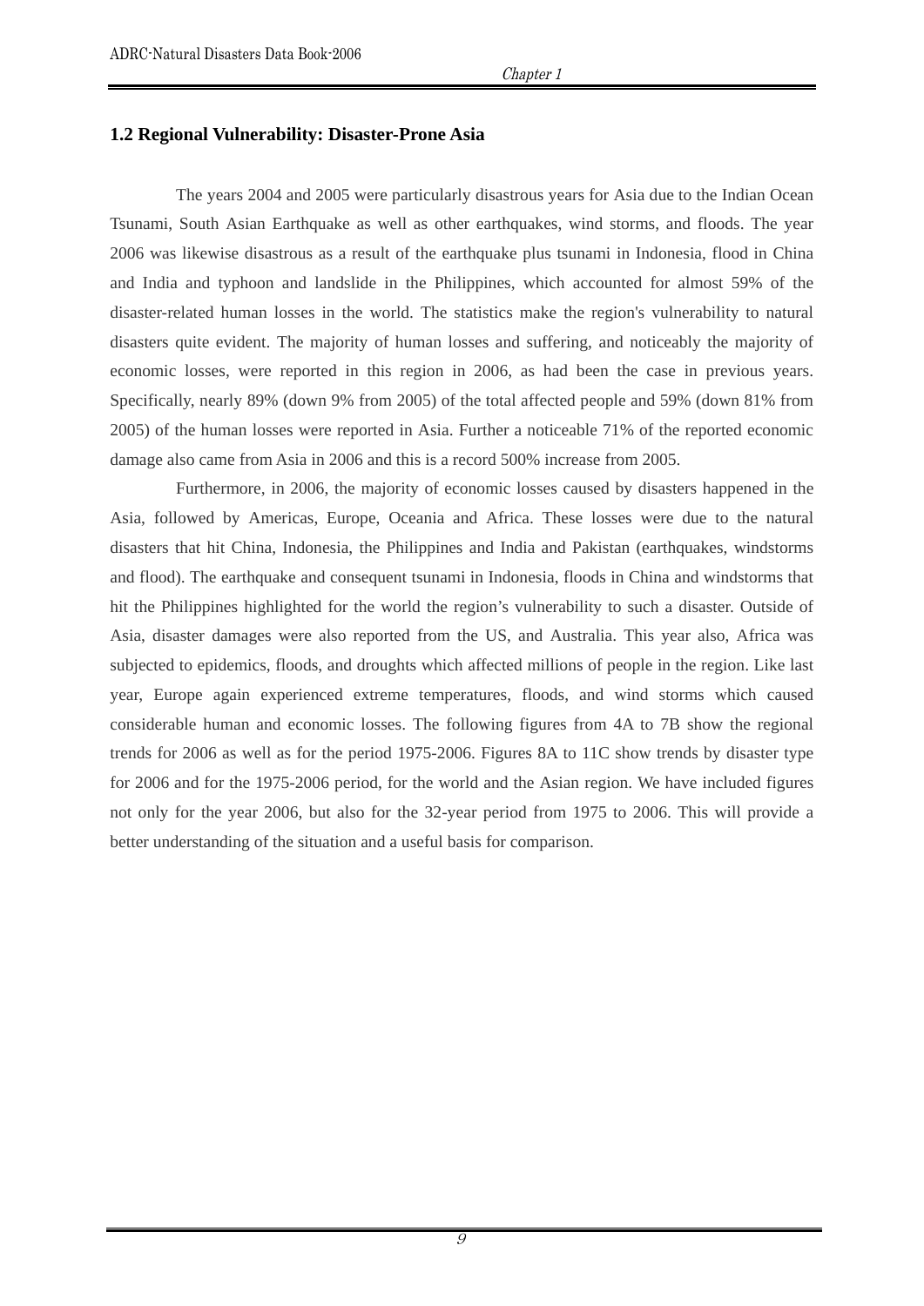## 1.2 Regional Vulnerability: Disaster-Prone Asia

The years 2004 and 2005 were particularly disastrous years for Asia due to the Indian Ocean Tsunami, South Asian Earthquake as well as other earthquakes, wind storms, and floods. The year 2006 was likewise disastrous as a result of the earthquake plus tsunami in Indonesia, flood in China and India and typhoon and landslide in the Philippines, which accounted for almost 59% of the disaster-related human losses in the world. The statistics make the region's vulnerability to natural disasters quite evident. The majority of human losses and suffering, and noticeably the majority of economic losses, were reported in this region in 2006, as had been the case in previous years. Specifically, nearly 89% (down 9% from 2005) of the total affected people and 59% (down 81% from 2005) of the human losses were reported in Asia. Further a noticeable 71% of the reported economic damage also came from Asia in 2006 and this is a record 500% increase from 2005.

Furthermore, in 2006, the majority of economic losses caused by disasters happened in the Asia, followed by Americas, Europe, Oceania and Africa. These losses were due to the natural disasters that hit China, Indonesia, the Philippines and India and Pakistan (earthquakes, windstorms and flood). The earthquake and consequent tsunami in Indonesia, floods in China and windstorms that hit the Philippines highlighted for the world the region's vulnerability to such a disaster. Outside of Asia, disaster damages were also reported from the US, and Australia. This year also, Africa was subjected to epidemics, floods, and droughts which affected millions of people in the region. Like last year, Europe again experienced extreme temperatures, floods, and wind storms which caused considerable human and economic losses. The following figures from 4A to 7B show the regional trends for 2006 as well as for the period 1975-2006. Figures 8A to 11C show trends by disaster type for 2006 and for the 1975-2006 period, for the world and the Asian region. We have included figures not only for the year 2006, but also for the 32-year period from 1975 to 2006. This will provide a better understanding of the situation and a useful basis for comparison.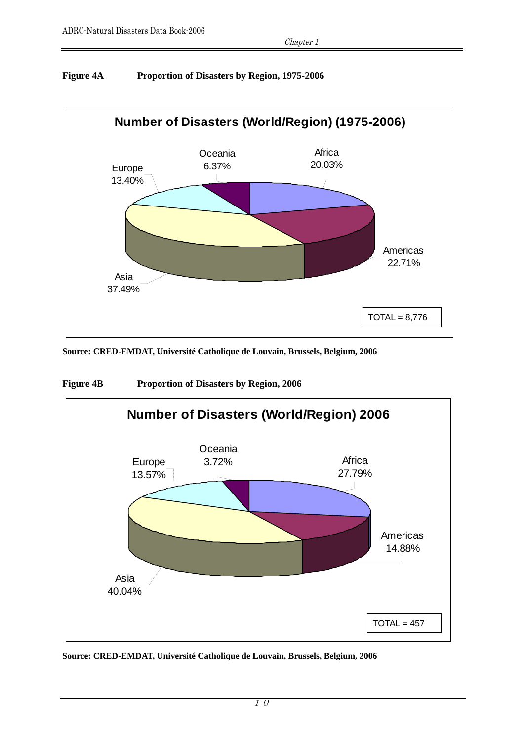**Figure 4A Proportion of Disasters by Region, 1975-2006**

**Number of Disasters (World/Region) (1975-2006)**

| Region | Proportion |
|---|---|
| Africa | 20.03% |
| Americas | 22.71% |
| Asia | 37.49% |
| Europe | 13.40% |
| Oceania | 6.37% |

TOTAL = 8,776

**Source: CRED-EMDAT, Université Catholique de Louvain, Brussels, Belgium, 2006**

**Figure 4B Proportion of Disasters by Region, 2006**

**Number of Disasters (World/Region) 2006**

| Region | Proportion |
|---|---|
| Africa | 27.79% |
| Americas | 14.88% |
| Asia | 40.04% |
| Europe | 13.57% |
| Oceania | 3.72% |

TOTAL = 457

**Source: CRED-EMDAT, Université Catholique de Louvain, Brussels, Belgium, 2006**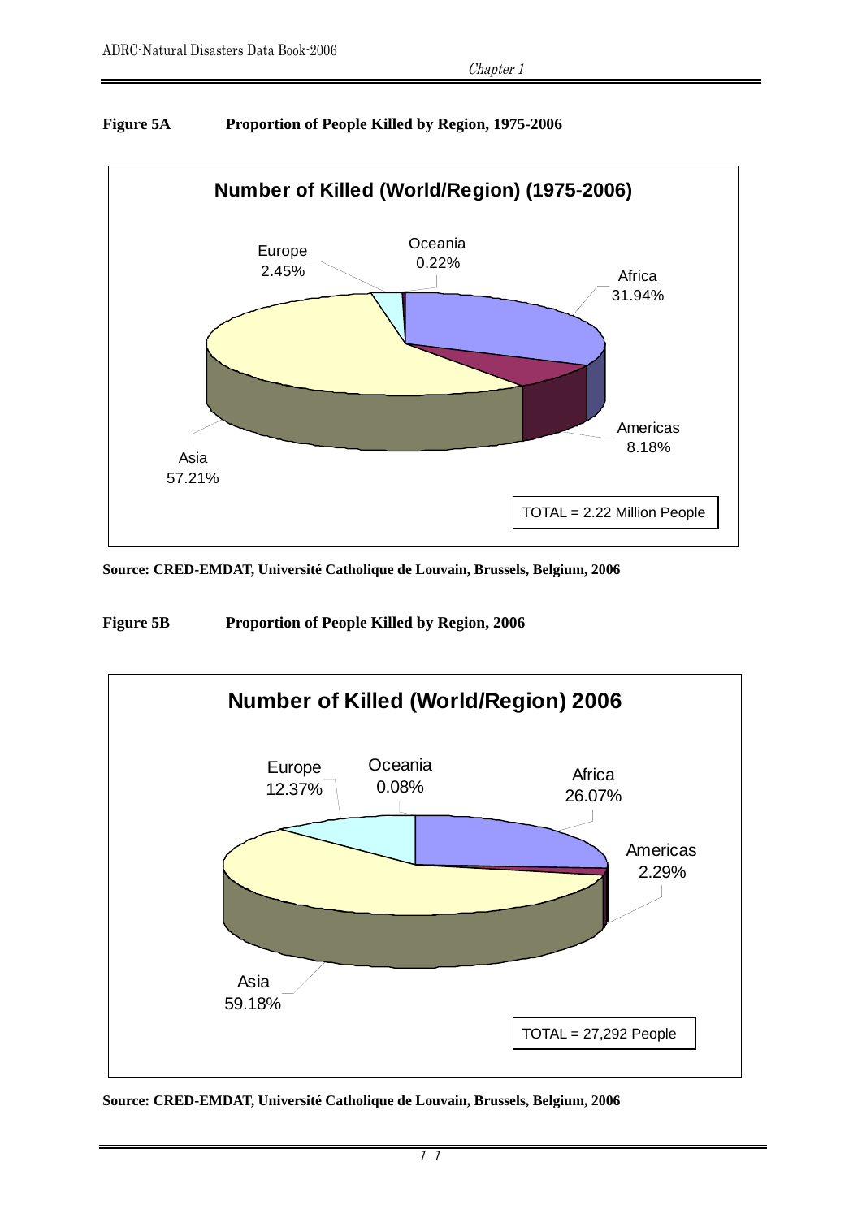**Figure 5A Proportion of People Killed by Region, 1975-2006**

**Number of Killed (World/Region) (1975-2006)**

| Region | Proportion |
| --- | --- |
| Africa | 31.94% |
| Americas | 8.18% |
| Asia | 57.21% |
| Europe | 2.45% |
| Oceania | 0.22% |

TOTAL = 2.22 Million People

**Source: CRED-EMDAT, Université Catholique de Louvain, Brussels, Belgium, 2006**

**Figure 5B Proportion of People Killed by Region, 2006**

**Number of Killed (World/Region) 2006**

| Region | Proportion |
| --- | --- |
| Africa | 26.07% |
| Americas | 2.29% |
| Asia | 59.18% |
| Europe | 12.37% |
| Oceania | 0.08% |

TOTAL = 27,292 People

**Source: CRED-EMDAT, Université Catholique de Louvain, Brussels, Belgium, 2006**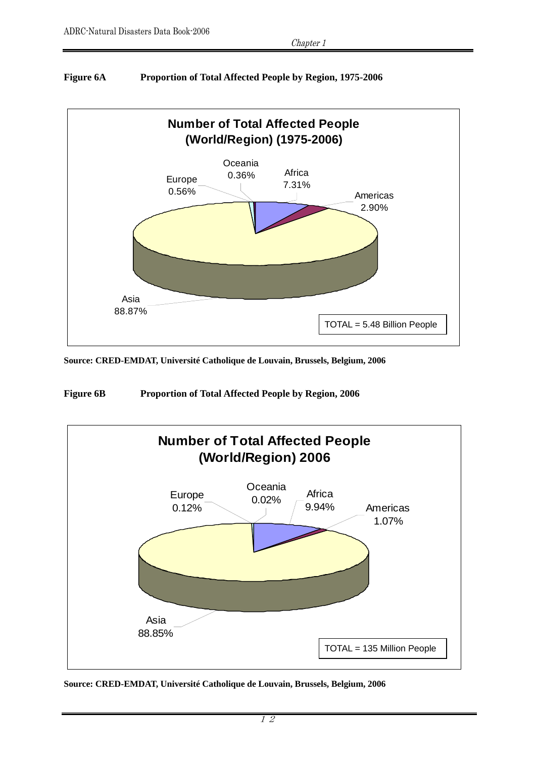**Figure 6A Proportion of Total Affected People by Region, 1975-2006**

**Number of Total Affected People (World/Region) (1975-2006)**

| Region | Proportion |
|---|---|
| Asia | 88.87% |
| Africa | 7.31% |
| Americas | 2.90% |
| Europe | 0.56% |
| Oceania | 0.36% |

TOTAL = 5.48 Billion People

**Source: CRED-EMDAT, Université Catholique de Louvain, Brussels, Belgium, 2006**

**Figure 6B Proportion of Total Affected People by Region, 2006**

**Number of Total Affected People (World/Region) 2006**

| Region | Proportion |
|---|---|
| Asia | 88.85% |
| Africa | 9.94% |
| Americas | 1.07% |
| Europe | 0.12% |
| Oceania | 0.02% |

TOTAL = 135 Million People

**Source: CRED-EMDAT, Université Catholique de Louvain, Brussels, Belgium, 2006**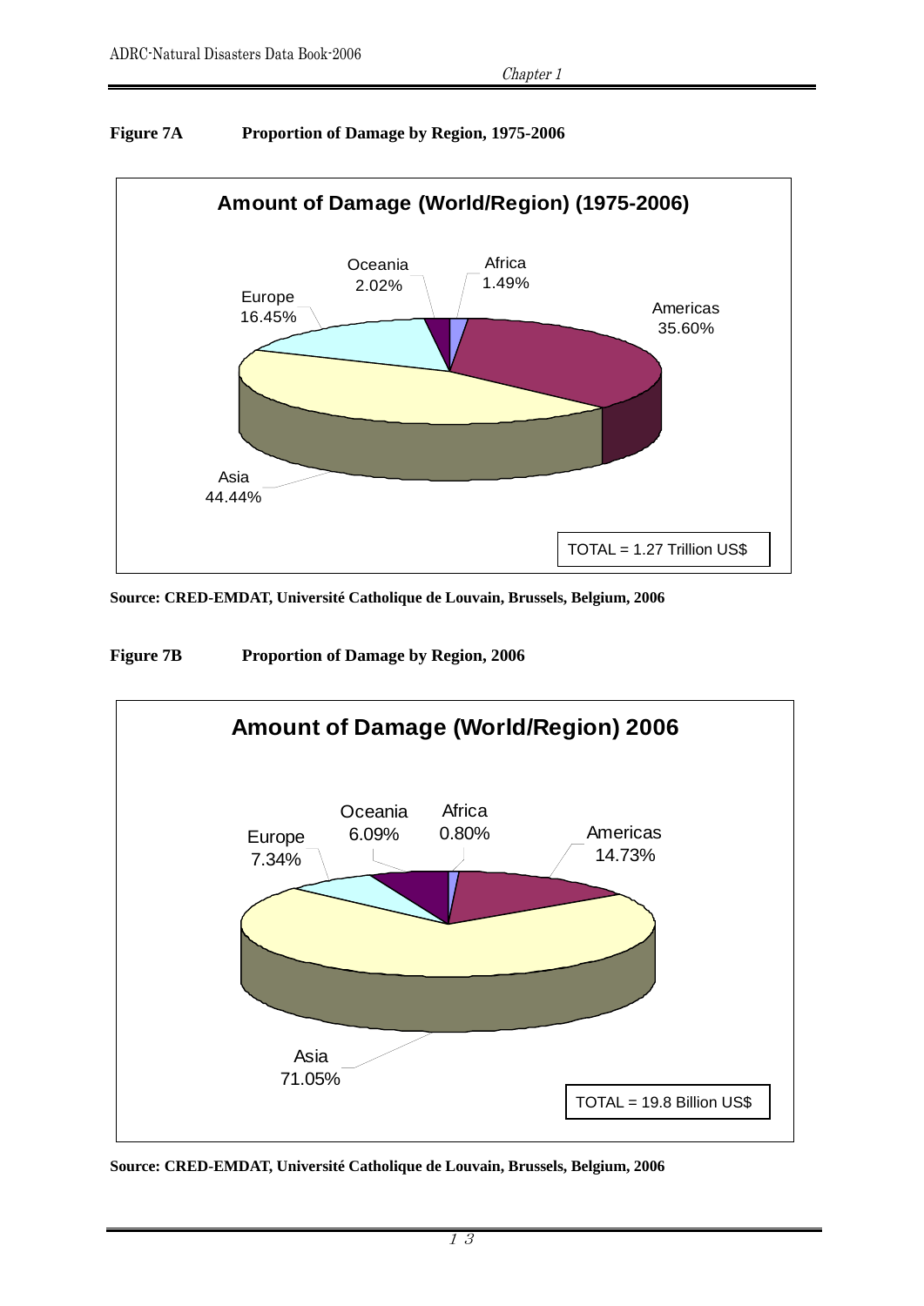**Figure 7A Proportion of Damage by Region, 1975-2006**

**Amount of Damage (World/Region) (1975-2006)**

| Region | Proportion |
| --- | --- |
| Africa | 1.49% |
| Americas | 35.60% |
| Asia | 44.44% |
| Europe | 16.45% |
| Oceania | 2.02% |

TOTAL = 1.27 Trillion US$

**Source: CRED-EMDAT, Université Catholique de Louvain, Brussels, Belgium, 2006**

**Figure 7B Proportion of Damage by Region, 2006**

**Amount of Damage (World/Region) 2006**

| Region | Proportion |
| --- | --- |
| Africa | 0.80% |
| Americas | 14.73% |
| Asia | 71.05% |
| Europe | 7.34% |
| Oceania | 6.09% |

TOTAL = 19.8 Billion US$

**Source: CRED-EMDAT, Université Catholique de Louvain, Brussels, Belgium, 2006**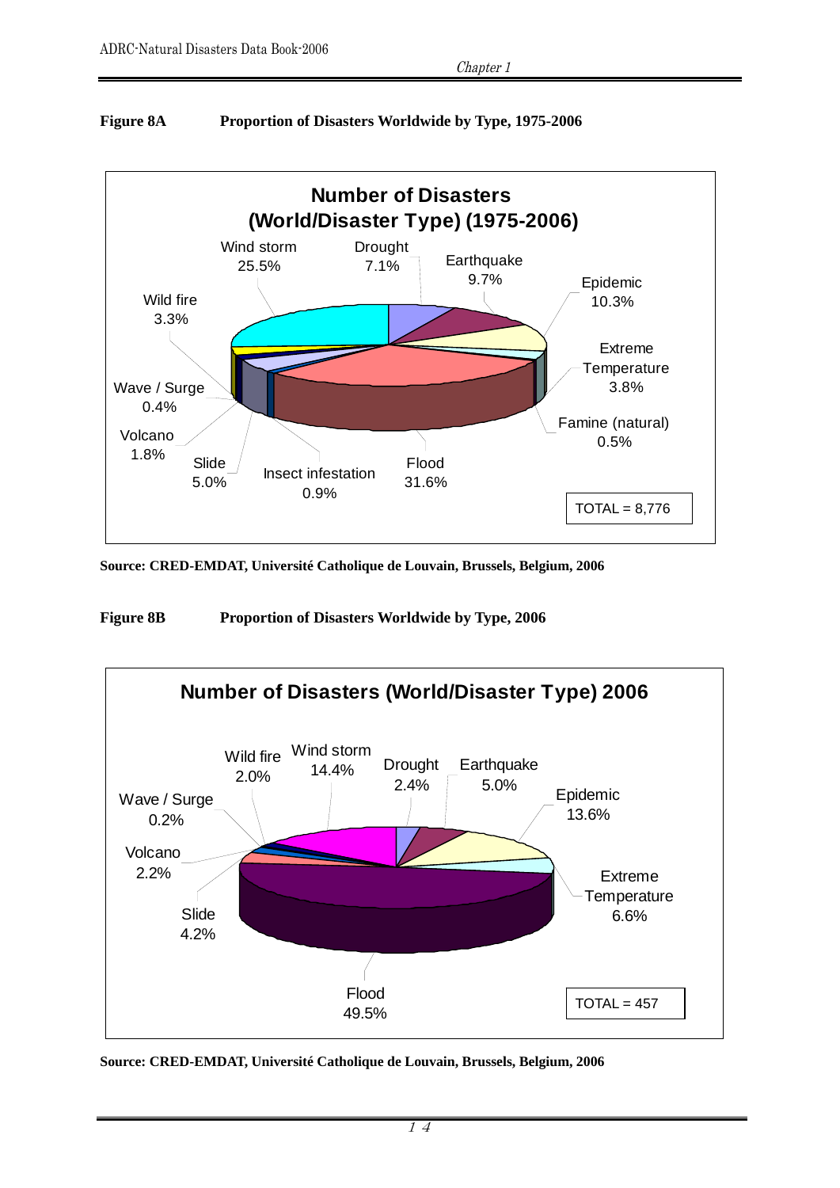**Figure 8A　　Proportion of Disasters Worldwide by Type, 1975-2006**

**Number of Disasters (World/Disaster Type) (1975-2006)**

| Disaster Type | Proportion |
|---|---|
| Drought | 7.1% |
| Earthquake | 9.7% |
| Epidemic | 10.3% |
| Extreme Temperature | 3.8% |
| Famine (natural) | 0.5% |
| Flood | 31.6% |
| Insect infestation | 0.9% |
| Slide | 5.0% |
| Volcano | 1.8% |
| Wave / Surge | 0.4% |
| Wild fire | 3.3% |
| Wind storm | 25.5% |

TOTAL = 8,776

**Source: CRED-EMDAT, Université Catholique de Louvain, Brussels, Belgium, 2006**

**Figure 8B　　Proportion of Disasters Worldwide by Type, 2006**

**Number of Disasters (World/Disaster Type) 2006**

| Disaster Type | Proportion |
|---|---|
| Drought | 2.4% |
| Earthquake | 5.0% |
| Epidemic | 13.6% |
| Extreme Temperature | 6.6% |
| Flood | 49.5% |
| Slide | 4.2% |
| Volcano | 2.2% |
| Wave / Surge | 0.2% |
| Wild fire | 2.0% |
| Wind storm | 14.4% |

TOTAL = 457

**Source: CRED-EMDAT, Université Catholique de Louvain, Brussels, Belgium, 2006**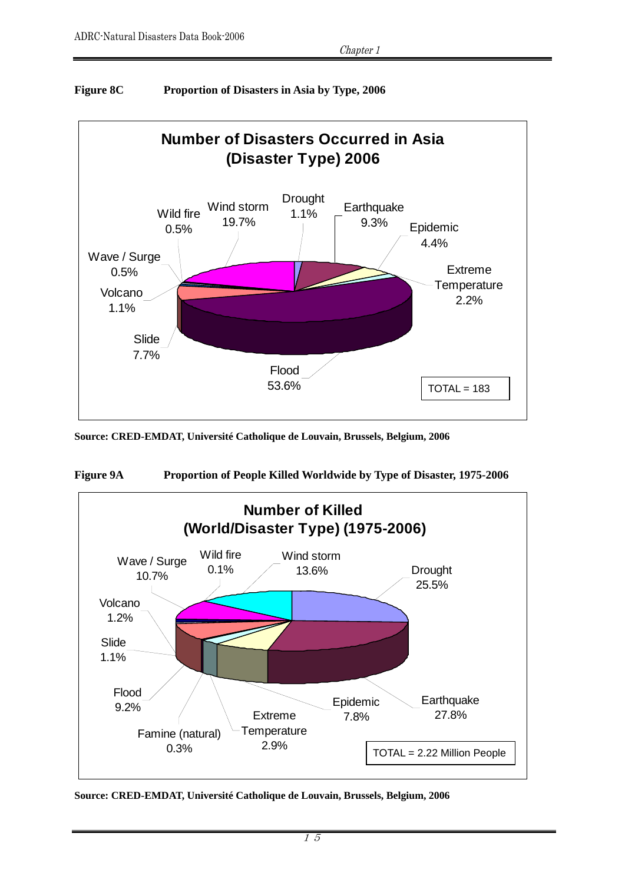**Figure 8C  Proportion of Disasters in Asia by Type, 2006**

**Number of Disasters Occurred in Asia (Disaster Type) 2006**

| Disaster Type | Percentage |
| --- | --- |
| Drought | 1.1% |
| Earthquake | 9.3% |
| Epidemic | 4.4% |
| Extreme Temperature | 2.2% |
| Flood | 53.6% |
| Slide | 7.7% |
| Volcano | 1.1% |
| Wave / Surge | 0.5% |
| Wild fire | 0.5% |
| Wind storm | 19.7% |

TOTAL = 183

**Source: CRED-EMDAT, Université Catholique de Louvain, Brussels, Belgium, 2006**

**Figure 9A  Proportion of People Killed Worldwide by Type of Disaster, 1975-2006**

**Number of Killed (World/Disaster Type) (1975-2006)**

| Disaster Type | Percentage |
| --- | --- |
| Drought | 25.5% |
| Earthquake | 27.8% |
| Epidemic | 7.8% |
| Extreme Temperature | 2.9% |
| Famine (natural) | 0.3% |
| Flood | 9.2% |
| Slide | 1.1% |
| Volcano | 1.2% |
| Wave / Surge | 10.7% |
| Wild fire | 0.1% |
| Wind storm | 13.6% |

TOTAL = 2.22 Million People

**Source: CRED-EMDAT, Université Catholique de Louvain, Brussels, Belgium, 2006**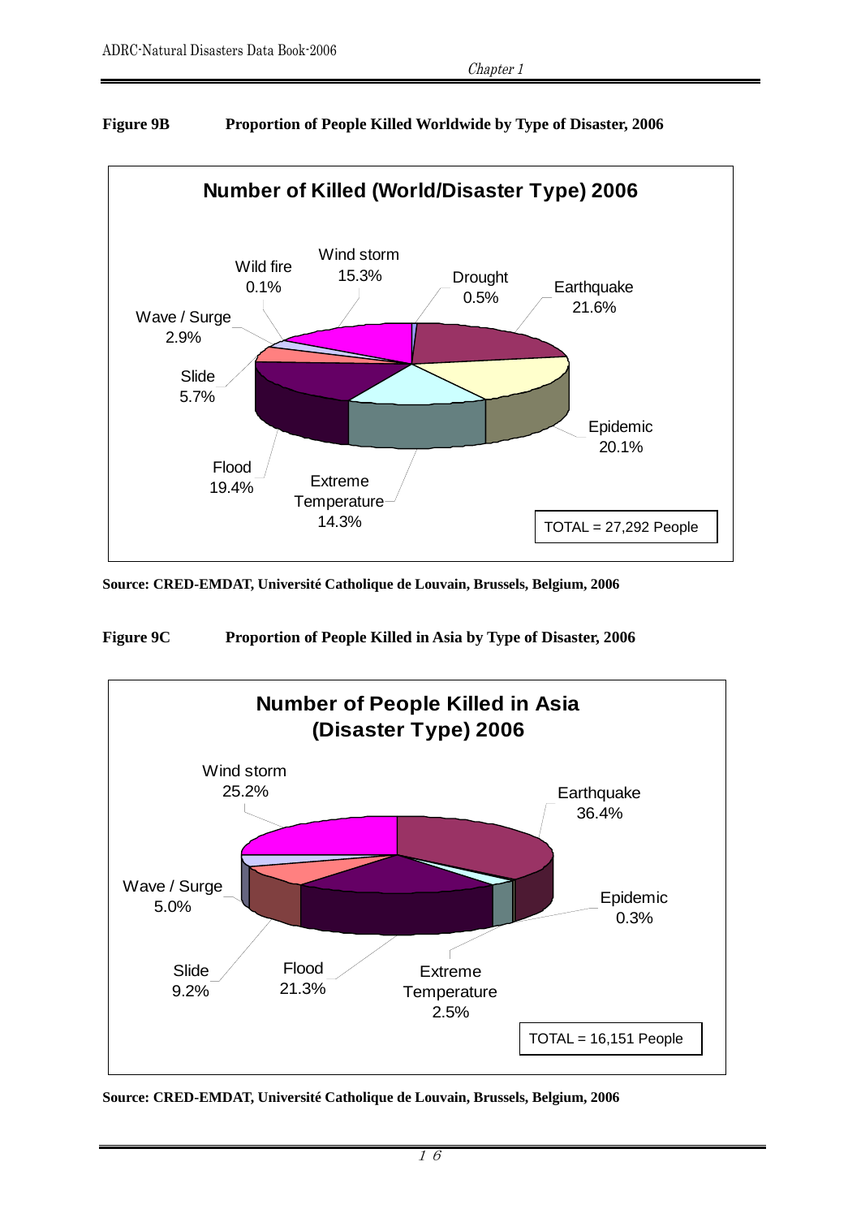**Figure 9B Proportion of People Killed Worldwide by Type of Disaster, 2006**

**Number of Killed (World/Disaster Type) 2006**

| Disaster Type | Percentage |
|---|---|
| Wind storm | 15.3% |
| Drought | 0.5% |
| Earthquake | 21.6% |
| Epidemic | 20.1% |
| Extreme Temperature | 14.3% |
| Flood | 19.4% |
| Slide | 5.7% |
| Wave / Surge | 2.9% |
| Wild fire | 0.1% |

TOTAL = 27,292 People

**Source: CRED-EMDAT, Université Catholique de Louvain, Brussels, Belgium, 2006**

**Figure 9C Proportion of People Killed in Asia by Type of Disaster, 2006**

**Number of People Killed in Asia (Disaster Type) 2006**

| Disaster Type | Percentage |
|---|---|
| Wind storm | 25.2% |
| Earthquake | 36.4% |
| Epidemic | 0.3% |
| Extreme Temperature | 2.5% |
| Flood | 21.3% |
| Slide | 9.2% |
| Wave / Surge | 5.0% |

TOTAL = 16,151 People

**Source: CRED-EMDAT, Université Catholique de Louvain, Brussels, Belgium, 2006**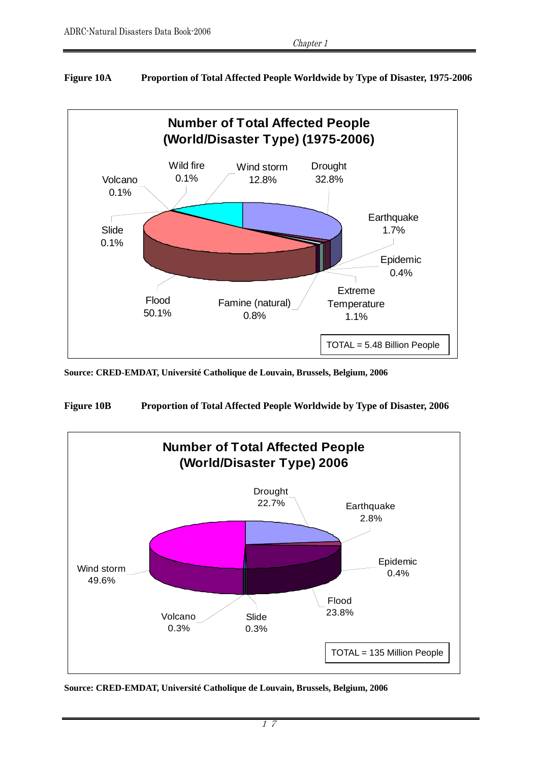**Figure 10A Proportion of Total Affected People Worldwide by Type of Disaster, 1975-2006**

**Number of Total Affected People (World/Disaster Type) (1975-2006)**

| Disaster Type | Proportion |
| --- | --- |
| Drought | 32.8% |
| Earthquake | 1.7% |
| Epidemic | 0.4% |
| Extreme Temperature | 1.1% |
| Famine (natural) | 0.8% |
| Flood | 50.1% |
| Slide | 0.1% |
| Volcano | 0.1% |
| Wild fire | 0.1% |
| Wind storm | 12.8% |

TOTAL = 5.48 Billion People

**Source: CRED-EMDAT, Université Catholique de Louvain, Brussels, Belgium, 2006**

**Figure 10B Proportion of Total Affected People Worldwide by Type of Disaster, 2006**

**Number of Total Affected People (World/Disaster Type) 2006**

| Disaster Type | Proportion |
| --- | --- |
| Drought | 22.7% |
| Earthquake | 2.8% |
| Epidemic | 0.4% |
| Flood | 23.8% |
| Slide | 0.3% |
| Volcano | 0.3% |
| Wind storm | 49.6% |

TOTAL = 135 Million People

**Source: CRED-EMDAT, Université Catholique de Louvain, Brussels, Belgium, 2006**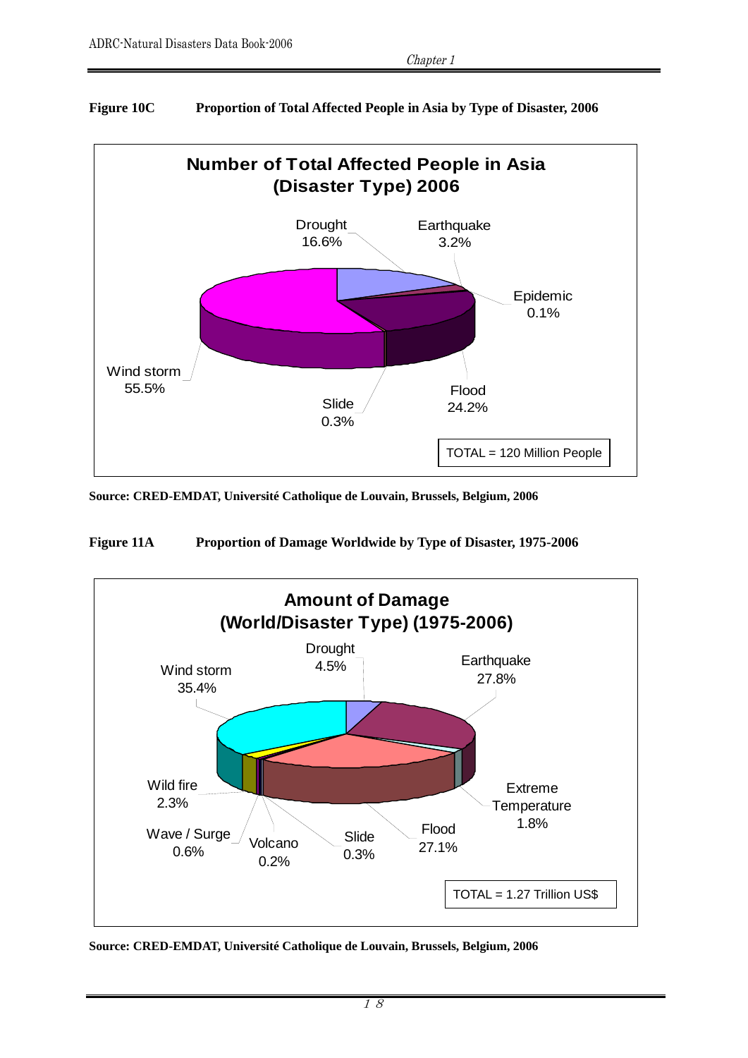**Figure 10C Proportion of Total Affected People in Asia by Type of Disaster, 2006**

**Number of Total Affected People in Asia (Disaster Type) 2006**

| Disaster Type | Proportion |
|---|---|
| Drought | 16.6% |
| Earthquake | 3.2% |
| Epidemic | 0.1% |
| Flood | 24.2% |
| Slide | 0.3% |
| Wind storm | 55.5% |

TOTAL = 120 Million People

**Source: CRED-EMDAT, Université Catholique de Louvain, Brussels, Belgium, 2006**

**Figure 11A Proportion of Damage Worldwide by Type of Disaster, 1975-2006**

**Amount of Damage (World/Disaster Type) (1975-2006)**

| Disaster Type | Proportion |
|---|---|
| Drought | 4.5% |
| Earthquake | 27.8% |
| Extreme Temperature | 1.8% |
| Flood | 27.1% |
| Slide | 0.3% |
| Volcano | 0.2% |
| Wave / Surge | 0.6% |
| Wild fire | 2.3% |
| Wind storm | 35.4% |

TOTAL = 1.27 Trillion US$

**Source: CRED-EMDAT, Université Catholique de Louvain, Brussels, Belgium, 2006**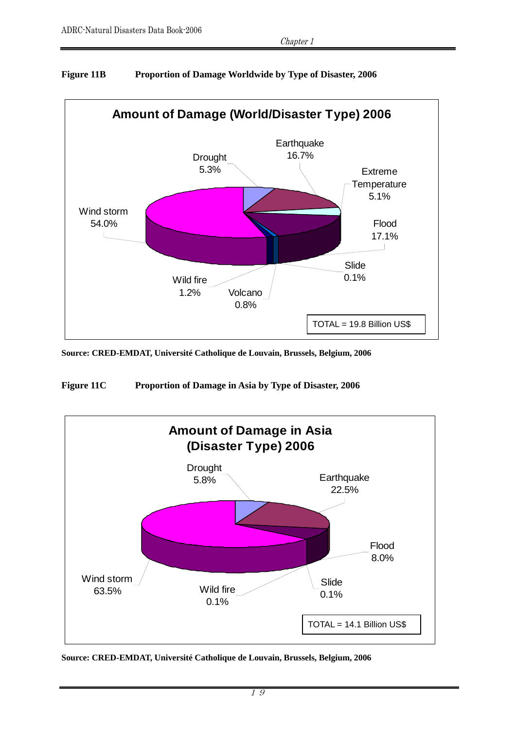**Figure 11B  Proportion of Damage Worldwide by Type of Disaster, 2006**

**Amount of Damage (World/Disaster Type) 2006**

| Disaster Type | Proportion |
| --- | --- |
| Drought | 5.3% |
| Earthquake | 16.7% |
| Extreme Temperature | 5.1% |
| Flood | 17.1% |
| Slide | 0.1% |
| Volcano | 0.8% |
| Wild fire | 1.2% |
| Wind storm | 54.0% |

TOTAL = 19.8 Billion US$

**Source: CRED-EMDAT, Université Catholique de Louvain, Brussels, Belgium, 2006**

**Figure 11C  Proportion of Damage in Asia by Type of Disaster, 2006**

**Amount of Damage in Asia (Disaster Type) 2006**

| Disaster Type | Proportion |
| --- | --- |
| Drought | 5.8% |
| Earthquake | 22.5% |
| Flood | 8.0% |
| Slide | 0.1% |
| Wild fire | 0.1% |
| Wind storm | 63.5% |

TOTAL = 14.1 Billion US$

**Source: CRED-EMDAT, Université Catholique de Louvain, Brussels, Belgium, 2006**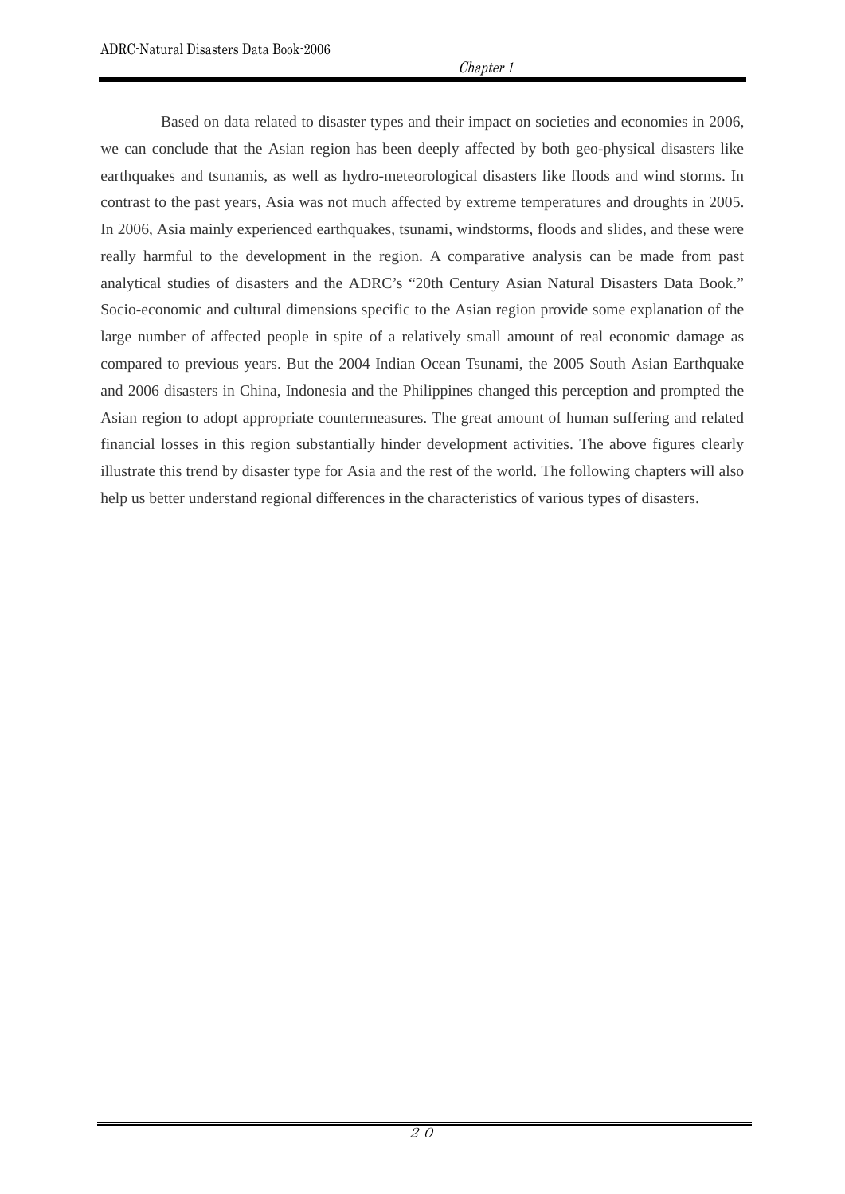Based on data related to disaster types and their impact on societies and economies in 2006, we can conclude that the Asian region has been deeply affected by both geo-physical disasters like earthquakes and tsunamis, as well as hydro-meteorological disasters like floods and wind storms. In contrast to the past years, Asia was not much affected by extreme temperatures and droughts in 2005. In 2006, Asia mainly experienced earthquakes, tsunami, windstorms, floods and slides, and these were really harmful to the development in the region. A comparative analysis can be made from past analytical studies of disasters and the ADRC's "20th Century Asian Natural Disasters Data Book." Socio-economic and cultural dimensions specific to the Asian region provide some explanation of the large number of affected people in spite of a relatively small amount of real economic damage as compared to previous years. But the 2004 Indian Ocean Tsunami, the 2005 South Asian Earthquake and 2006 disasters in China, Indonesia and the Philippines changed this perception and prompted the Asian region to adopt appropriate countermeasures. The great amount of human suffering and related financial losses in this region substantially hinder development activities. The above figures clearly illustrate this trend by disaster type for Asia and the rest of the world. The following chapters will also help us better understand regional differences in the characteristics of various types of disasters.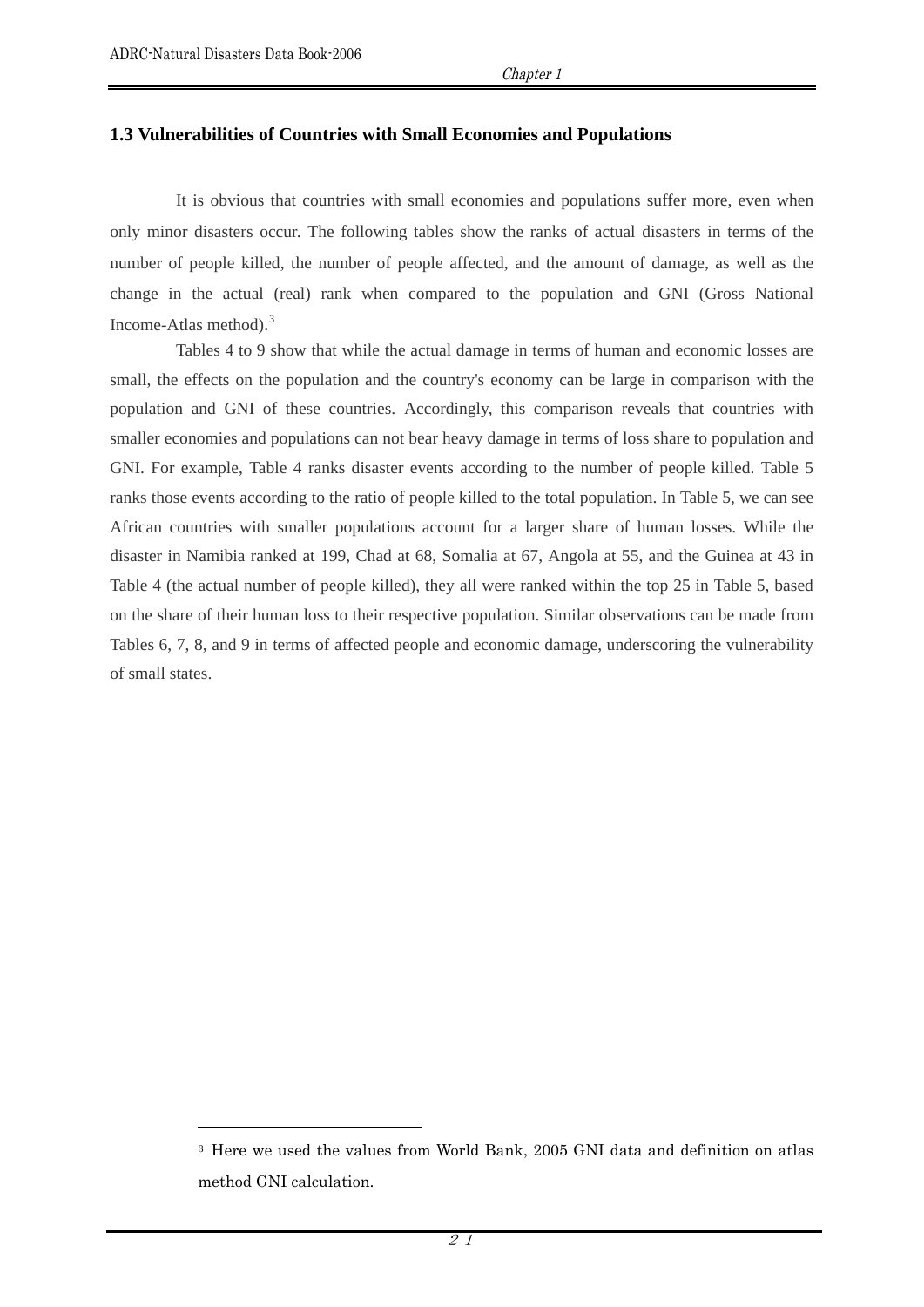### 1.3 Vulnerabilities of Countries with Small Economies and Populations

It is obvious that countries with small economies and populations suffer more, even when only minor disasters occur. The following tables show the ranks of actual disasters in terms of the number of people killed, the number of people affected, and the amount of damage, as well as the change in the actual (real) rank when compared to the population and GNI (Gross National Income-Atlas method).[3]

Tables 4 to 9 show that while the actual damage in terms of human and economic losses are small, the effects on the population and the country's economy can be large in comparison with the population and GNI of these countries. Accordingly, this comparison reveals that countries with smaller economies and populations can not bear heavy damage in terms of loss share to population and GNI. For example, Table 4 ranks disaster events according to the number of people killed. Table 5 ranks those events according to the ratio of people killed to the total population. In Table 5, we can see African countries with smaller populations account for a larger share of human losses. While the disaster in Namibia ranked at 199, Chad at 68, Somalia at 67, Angola at 55, and the Guinea at 43 in Table 4 (the actual number of people killed), they all were ranked within the top 25 in Table 5, based on the share of their human loss to their respective population. Similar observations can be made from Tables 6, 7, 8, and 9 in terms of affected people and economic damage, underscoring the vulnerability of small states.

---

[3] Here we used the values from World Bank, 2005 GNI data and definition on atlas method GNI calculation.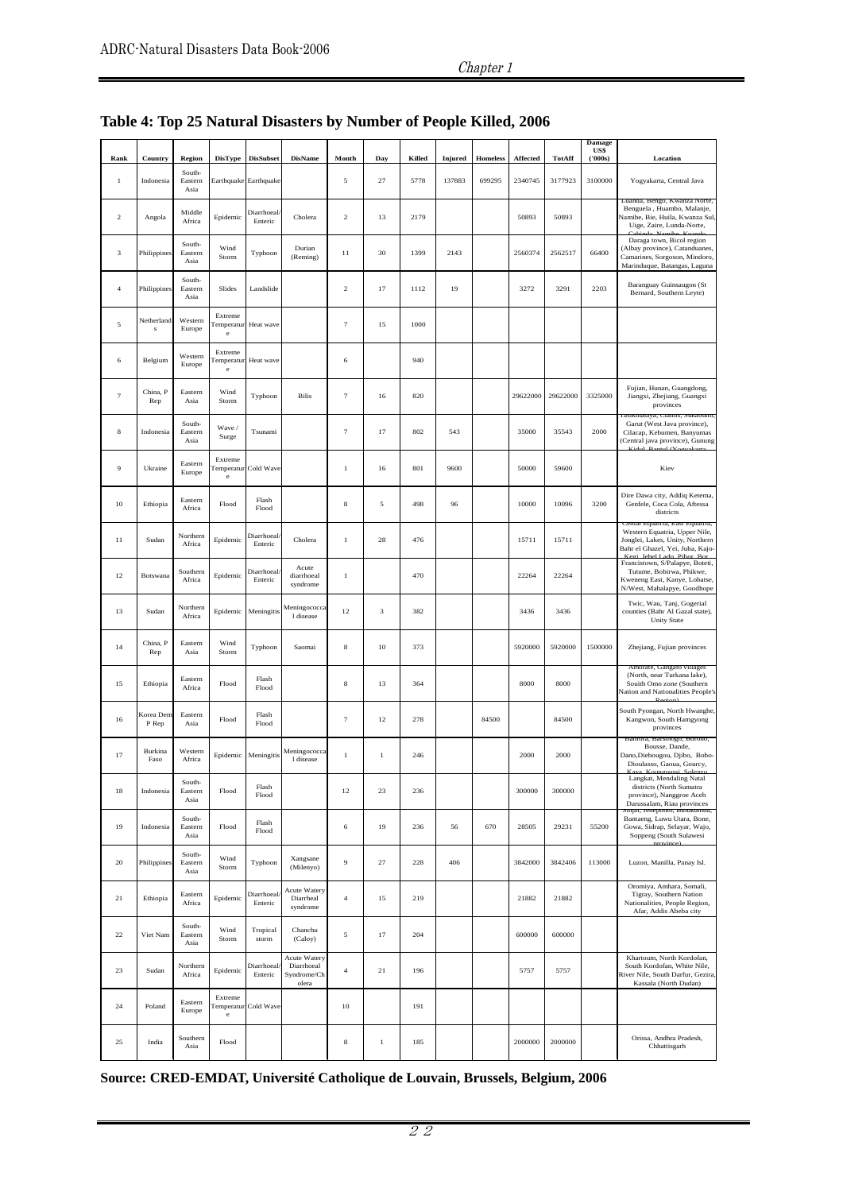## Table 4: Top 25 Natural Disasters by Number of People Killed, 2006

| Rank | Country | Region | DisType | DisSubset | DisName | Month | Day | Killed | Injured | Homeless | Affected | TotAff | Damage US$ ('000s) | Location |
|---|---|---|---|---|---|---|---|---|---|---|---|---|---|---|
| 1 | Indonesia | South-Eastern Asia | Earthquake | Earthquake | | 5 | 27 | 5778 | 137883 | 699295 | 2340745 | 3177923 | 3100000 | Yogyakarta, Central Java |
| 2 | Angola | Middle Africa | Epidemic | Diarrhoeal/ Enteric | Cholera | 2 | 13 | 2179 | | | 50893 | 50893 | | Luanda, Bengo, Kwanza Norte, Benguela , Huambo, Malanje, Namibe, Bie, Huila, Kwanza Sul, Uige, Zaire, Lunda-Norte, Cabinda, Namibe, Kuando |
| 3 | Philippines | South-Eastern Asia | Wind Storm | Typhoon | Durian (Reming) | 11 | 30 | 1399 | 2143 | | 2560374 | 2562517 | 66400 | Daraga town, Bicol region (Albay province), Catanduanes, Camarines, Sorgoson, Mindoro, Marinduque, Batangas, Laguna |
| 4 | Philippines | South-Eastern Asia | Slides | Landslide | | 2 | 17 | 1112 | 19 | | 3272 | 3291 | 2203 | Baranguay Guinsaugon (St Bernard, Southern Leyte) |
| 5 | Netherlands | Western Europe | Extreme Temperature | Heat wave | | 7 | 15 | 1000 | | | | | | |
| 6 | Belgium | Western Europe | Extreme Temperature | Heat wave | | 6 | | 940 | | | | | | |
| 7 | China, P Rep | Eastern Asia | Wind Storm | Typhoon | Bilis | 7 | 16 | 820 | | | 29622000 | 29622000 | 3325000 | Fujian, Hunan, Guangdong, Jiangxi, Zhejiang, Guangxi provinces |
| 8 | Indonesia | South-Eastern Asia | Wave / Surge | Tsunami | | 7 | 17 | 802 | 543 | | 35000 | 35543 | 2000 | Tasikmalaya, Ciamis, Sukabumi, Garut (West Java province), Cilacap, Kebumen, Banyumas (Central java province), Gunung Kidul, Bantul (Yogyakarta |
| 9 | Ukraine | Eastern Europe | Extreme Temperature | Cold Wave | | 1 | 16 | 801 | 9600 | | 50000 | 59600 | | Kiev |
| 10 | Ethiopia | Eastern Africa | Flood | Flash Flood | | 8 | 5 | 498 | 96 | | 10000 | 10096 | 3200 | Dire Dawa city, Addiq Ketema, Genfele, Coca Cola, Aftessa districts |
| 11 | Sudan | Northern Africa | Epidemic | Diarrhoeal/ Enteric | Cholera | 1 | 28 | 476 | | | 15711 | 15711 | | Central Equatria, East Equatria, Western Equatria, Upper Nile, Jonglei, Lakes, Unity, Northern Bahr el Ghazel, Yei, Juba, Kajo-Keri, Jebel Lado, Pibor, Bor |
| 12 | Botswana | Southern Africa | Epidemic | Diarrhoeal/ Enteric | Acute diarrhoeal syndrome | 1 | | 470 | | | 22264 | 22264 | | Francistown, S/Palapye, Boteti, Tutume, Bobirwa, Phikwe, Kweneng East, Kanye, Lobatse, N/West, Mahalapye, Goodhope |
| 13 | Sudan | Northern Africa | Epidemic | Meningitis | Meningococcal disease | 12 | 3 | 382 | | | 3436 | 3436 | | Twic, Wau, Tanj, Gogerial counties (Bahr Al Gazal state), Unity State |
| 14 | China, P Rep | Eastern Asia | Wind Storm | Typhoon | Saomai | 8 | 10 | 373 | | | 5920000 | 5920000 | 1500000 | Zhejiang, Fujian provinces |
| 15 | Ethiopia | Eastern Africa | Flood | Flash Flood | | 8 | 13 | 364 | | | 8000 | 8000 | | Ambrate, Gangato villages (North, near Turkana lake), Souith Omo zone (Southern Nation and Nationalities People's Region) |
| 16 | Korea Dem P Rep | Eastern Asia | Flood | Flash Flood | | 7 | 12 | 278 | | 84500 | | 84500 | | South Pyongan, North Hwanghe, Kangwon, South Hamgyong provinces |
| 17 | Burkina Faso | Western Africa | Epidemic | Meningitis | Meningococcal disease | 1 | 1 | 246 | | | 2000 | 2000 | | Banfora, Barsalogo, Boromo, Bousse, Dande, Dano,Diebougou, Djibo, Bobo-Dioulasso, Gaoua, Gourcy, Kaya, Koungoussi, Solenzo |
| 18 | Indonesia | South-Eastern Asia | Flood | Flash Flood | | 12 | 23 | 236 | | | 300000 | 300000 | | Langkat, Mendaling Natal districts (North Sumatra province), Nanggroe Aceh Darussalam, Riau provinces |
| 19 | Indonesia | South-Eastern Asia | Flood | Flash Flood | | 6 | 19 | 236 | 56 | 670 | 28505 | 29231 | 55200 | Sinjai, Jeneponto, Bulukumba, Bantaeng, Luwu Utara, Bone, Gowa, Sidrap, Selayar, Wajo, Soppeng (South Sulawesi province) |
| 20 | Philippines | South-Eastern Asia | Wind Storm | Typhoon | Xangsane (Milenyo) | 9 | 27 | 228 | 406 | | 3842000 | 3842406 | 113000 | Luzon, Manilla, Panay Isl. |
| 21 | Ethiopia | Eastern Africa | Epidemic | Diarrhoeal/ Enteric | Acute Watery Diarrheal syndrome | 4 | 15 | 219 | | | 21882 | 21882 | | Oromiya, Amhara, Somali, Tigray, Southern Nation Nationalities, People Region, Afar, Addis Abeba city |
| 22 | Viet Nam | South-Eastern Asia | Wind Storm | Tropical storm | Chanchu (Caloy) | 5 | 17 | 204 | | | 600000 | 600000 | | |
| 23 | Sudan | Northern Africa | Epidemic | Diarrhoeal/ Enteric | Acute Watery Diarrheal Syndrome/Cholera | 4 | 21 | 196 | | | 5757 | 5757 | | Khartoum, North Kordofan, South Kordofan, White Nile, River Nile, South Darfur, Gezira, Kassala (North Dudan) |
| 24 | Poland | Eastern Europe | Extreme Temperature | Cold Wave | | 10 | | 191 | | | | | | |
| 25 | India | Southern Asia | Flood | | | 8 | 1 | 185 | | | 2000000 | 2000000 | | Orissa, Andhra Pradesh, Chhattisgarh |

**Source: CRED-EMDAT, Université Catholique de Louvain, Brussels, Belgium, 2006**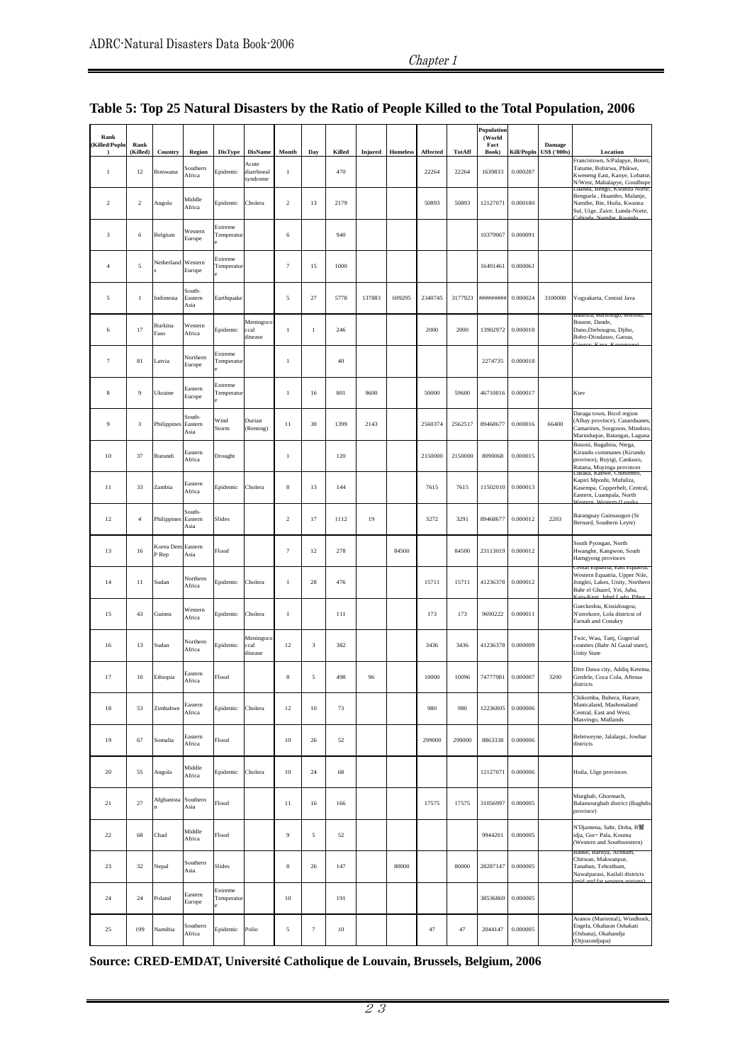# Table 5: Top 25 Natural Disasters by the Ratio of People Killed to the Total Population, 2006

| Rank (Killed/Popln) | Rank (Killed) | Country | Region | DisType | DisName | Month | Day | Killed | Injured | Homeless | Affected | TotAff | Population (World Fact Book) | Kill/Popln | Damage US$ ('000s) | Location |
|---|---|---|---|---|---|---|---|---|---|---|---|---|---|---|---|---|
| 1 | 12 | Botswana | Southern Africa | Epidemic | Acute diarrhoeal syndrome | 1 | | 470 | | | 22264 | 22264 | 1639833 | 0.000287 | | Francistown, S/Palapye, Boteti, Tutume, Bobirwa, Phikwe, Kweneng East, Kanye, Lobatse, N/West, Mahalapye, Goodhope |
| 2 | 2 | Angola | Middle Africa | Epidemic | Cholera | 2 | 13 | 2179 | | | 50893 | 50893 | 12127071 | 0.000180 | | Luanda, Bengo, Kwanza Norte, Benguela , Huambo, Malanje, Namibe, Bie, Huila, Kwanza Sul, Uige, Zaire, Lunda-Norte, Cabinda, Namibe, Kuando |
| 3 | 6 | Belgium | Western Europe | Extreme Temperature | | 6 | | 940 | | | | | 10379067 | 0.000091 | | |
| 4 | 5 | Netherlands | Western Europe | Extreme Temperature | | 7 | 15 | 1000 | | | | | 16491461 | 0.000061 | | |
| 5 | 1 | Indonesia | South-Eastern Asia | Earthquake | | 5 | 27 | 5778 | 137883 | 699295 | 2340745 | 3177923 | ######### | 0.000024 | 3100000 | Yogyakarta, Central Java |
| 6 | 17 | Burkina Faso | Western Africa | Epidemic | Meningococcal disease | 1 | 1 | 246 | | | 2000 | 2000 | 13902972 | 0.000018 | | Banfora, Batsonogo, Borono, Bousse, Dande, Dano,Diebougou, Djibo, Bobo-Dioulasso, Gaoua, Gourcy, Kaya, Koupeouesi |
| 7 | 81 | Latvia | Northern Europe | Extreme Temperature | | 1 | | 40 | | | | | 2274735 | 0.000018 | | |
| 8 | 9 | Ukraine | Eastern Europe | Extreme Temperature | | 1 | 16 | 801 | 9600 | | 50000 | 59600 | 46710816 | 0.000017 | | Kiev |
| 9 | 3 | Philippines | South-Eastern Asia | Wind Storm | Durian (Reming) | 11 | 30 | 1399 | 2143 | | 2560374 | 2562517 | 89468677 | 0.000016 | 66400 | Daraga town, Bicol region (Albay province), Catanduanes, Camarines, Sorgoson, Mindoro, Marinduque, Batangas, Laguna |
| 10 | 37 | Burundi | Eastern Africa | Drought | | 1 | | 120 | | | 2150000 | 2150000 | 8090068 | 0.000015 | | Busoni, Bugabira, Ntega, Kirundo communes (Kirundo province), Ruyigi, Cankuzo, Rutana, Muyinga provinces |
| 11 | 33 | Zambia | Eastern Africa | Epidemic | Cholera | 8 | 13 | 144 | | | 7615 | 7615 | 11502010 | 0.000013 | | Lusaka, Kabwe, Chibombo, Kapiri Mposhi, Mufulira, Kasempa, Copperbelt, Central, Eastern, Luampala, North Western, Western (Lusaka |
| 12 | 4 | Philippines | South-Eastern Asia | Slides | | 2 | 17 | 1112 | 19 | | 3272 | 3291 | 89468677 | 0.000012 | 2203 | Baranguay Guinsaugon (St Bernard, Southern Leyte) |
| 13 | 16 | Korea Dem P Rep | Eastern Asia | Flood | | 7 | 12 | 278 | | 84500 | | 84500 | 23113019 | 0.000012 | | South Pyongan, North Hwanghe, Kangwon, South Hamgyong provinces |
| 14 | 11 | Sudan | Northern Africa | Epidemic | Cholera | 1 | 28 | 476 | | | 15711 | 15711 | 41236378 | 0.000012 | | Central Equatoria, East Equatoria, Western Equatria, Upper Nile, Jonglei, Lakes, Unity, Northern Bahr el Ghazel, Yei, Juba, Kajo-Kegi, Jebel Lado, Pibor |
| 15 | 43 | Guinea | Western Africa | Epidemic | Cholera | 1 | | 111 | | | 173 | 173 | 9690222 | 0.000011 | | Gueckedou, Kissidougou, N'zerekore, Lola districst of Farnah and Conakry |
| 16 | 13 | Sudan | Northern Africa | Epidemic | Meningococcal disease | 12 | 3 | 382 | | | 3436 | 3436 | 41236378 | 0.000009 | | Twic, Wau, Tanj, Gogerial counties (Bahr Al Gazal state), Unity State |
| 17 | 10 | Ethiopia | Eastern Africa | Flood | | 8 | 5 | 498 | 96 | | 10000 | 10096 | 74777981 | 0.000007 | 3200 | Dire Dawa city, Addiq Ketema, Genfele, Coca Cola, Aftessa districts |
| 18 | 53 | Zimbabwe | Eastern Africa | Epidemic | Cholera | 12 | 10 | 73 | | | 980 | 980 | 12236805 | 0.000006 | | Chikomba, Buhera, Harare, Manicaland, Mashonaland Central, East and West, Masvingo, Midlands |
| 19 | 67 | Somalia | Eastern Africa | Flood | | 10 | 26 | 52 | | | 299000 | 299000 | 8863338 | 0.000006 | | Beletweyne, Jalalaqsi, Jowhar districts |
| 20 | 55 | Angola | Middle Africa | Epidemic | Cholera | 10 | 24 | 68 | | | | | 12127071 | 0.000006 | | Huila, Uige provinces |
| 21 | 27 | Afghanistan | Southern Asia | Flood | | 11 | 16 | 166 | | | 17575 | 17575 | 31056997 | 0.000005 | | Murghab, Ghormach, Balamourghab district (Baghdis province) |
| 22 | 68 | Chad | Middle Africa | Flood | | 9 | 5 | 52 | | | | | 9944201 | 0.000005 | | N'Djamena, Sahr, Doba, B鑿idja, Gor• Pala, Kouma (Western and Southwestern) |
| 23 | 32 | Nepal | Southern Asia | Slides | | 8 | 26 | 147 | | 80000 | | 80000 | 28287147 | 0.000005 | | Banke, Bardya, Achham, Chitwan, Makwanpur, Tanahun, Tehrathum, Nawalparasi, Kailali districts (mid and far western regions) |
| 24 | 24 | Poland | Eastern Europe | Extreme Temperature | | 10 | | 191 | | | | | 38536869 | 0.000005 | | |
| 25 | 199 | Namibia | Southern Africa | Epidemic | Polio | 5 | 7 | 10 | | | 47 | 47 | 2044147 | 0.000005 | | Aranos (Mariental), Windhoek, Engela, Okahaon Oshakati (Oshana), Okahandja (Otjozondjupa) |

**Source: CRED-EMDAT, Université Catholique de Louvain, Brussels, Belgium, 2006**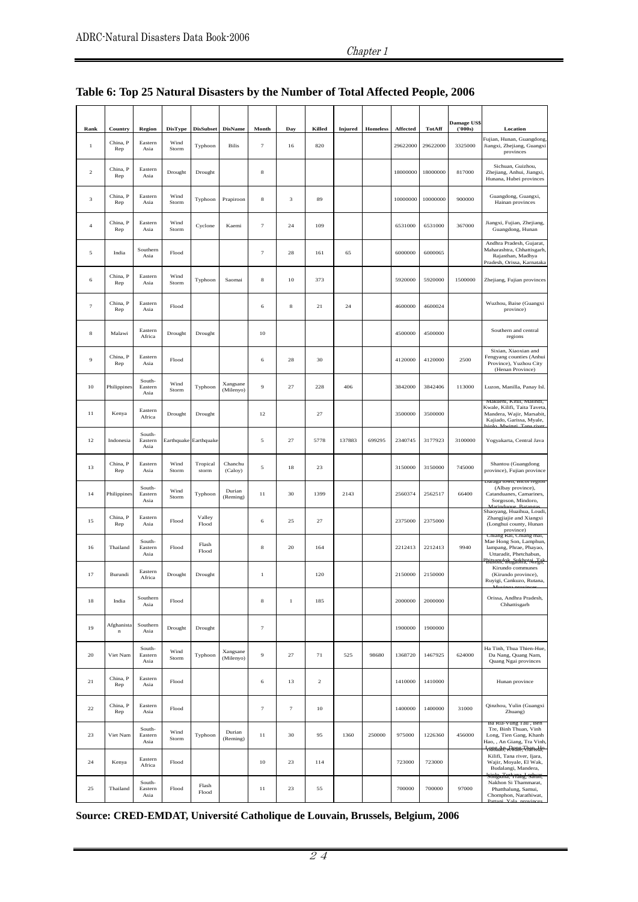## Table 6: Top 25 Natural Disasters by the Number of Total Affected People, 2006

| Rank | Country | Region | DisType | DisSubset | DisName | Month | Day | Killed | Injured | Homeless | Affected | TotAff | Damage US$ ('000s) | Location |
|---|---|---|---|---|---|---|---|---|---|---|---|---|---|---|
| 1 | China, P Rep | Eastern Asia | Wind Storm | Typhoon | Bilis | 7 | 16 | 820 | | | 29622000 | 29622000 | 3325000 | Fujian, Hunan, Guangdong, Jiangxi, Zhejiang, Guangxi provinces |
| 2 | China, P Rep | Eastern Asia | Drought | Drought | | 8 | | | | | 18000000 | 18000000 | 817000 | Sichuan, Guizhou, Zhejiang, Anhui, Jiangxi, Hunana, Hubei provinces |
| 3 | China, P Rep | Eastern Asia | Wind Storm | Typhoon | Prapiroon | 8 | 3 | 89 | | | 10000000 | 10000000 | 900000 | Guangdong, Guangxi, Hainan provinces |
| 4 | China, P Rep | Eastern Asia | Wind Storm | Cyclone | Kaemi | 7 | 24 | 109 | | | 6531000 | 6531000 | 367000 | Jiangxi, Fujian, Zhejiang, Guangdong, Hunan |
| 5 | India | Southern Asia | Flood | | | 7 | 28 | 161 | 65 | | 6000000 | 6000065 | | Andhra Pradesh, Gujarat, Maharashtra, Chhattisgarh, Rajasthan, Madhya Pradesh, Orissa, Karnataka |
| 6 | China, P Rep | Eastern Asia | Wind Storm | Typhoon | Saomai | 8 | 10 | 373 | | | 5920000 | 5920000 | 1500000 | Zhejiang, Fujian provinces |
| 7 | China, P Rep | Eastern Asia | Flood | | | 6 | 8 | 21 | 24 | | 4600000 | 4600024 | | Wuzhou, Baise (Guangxi province) |
| 8 | Malawi | Eastern Africa | Drought | Drought | | 10 | | | | | 4500000 | 4500000 | | Southern and central regions |
| 9 | China, P Rep | Eastern Asia | Flood | | | 6 | 28 | 30 | | | 4120000 | 4120000 | 2500 | Sixian, Xiaoxian and Fengyang counties (Anhui Province), Yuzhou City (Henan Province) |
| 10 | Philippines | South-Eastern Asia | Wind Storm | Typhoon | Xangsane (Milenyo) | 9 | 27 | 228 | 406 | | 3842000 | 3842406 | 113000 | Luzon, Manilla, Panay Isl. |
| 11 | Kenya | Eastern Africa | Drought | Drought | | 12 | | 27 | | | 3500000 | 3500000 | | Makueni, Kitui, Malindi, Kwale, Kilifi, Taita Taveta, Mandera, Wajir, Marsabit, Kajiado, Garissa, Myale, Isiolo, Mwingi, Tana river |
| 12 | Indonesia | South-Eastern Asia | Earthquake | Earthquake | | 5 | 27 | 5778 | 137883 | 699295 | 2340745 | 3177923 | 3100000 | Yogyakarta, Central Java |
| 13 | China, P Rep | Eastern Asia | Wind Storm | Tropical storm | Chanchu (Caloy) | 5 | 18 | 23 | | | 3150000 | 3150000 | 745000 | Shantou (Guangdong province), Fujian province |
| 14 | Philippines | South-Eastern Asia | Wind Storm | Typhoon | Durian (Reming) | 11 | 30 | 1399 | 2143 | | 2560374 | 2562517 | 66400 | Daraga town, Bicol region (Albay province), Catanduanes, Camarines, Sorgoson, Mindoro, Marinduque, Batangas |
| 15 | China, P Rep | Eastern Asia | Flood | Valley Flood | | 6 | 25 | 27 | | | 2375000 | 2375000 | | Shaoyang, Huaihua, Loudi, Zhangjiajie and Xiangxi (Longhui county, Hunan province) |
| 16 | Thailand | South-Eastern Asia | Flood | Flash Flood | | 8 | 20 | 164 | | | 2212413 | 2212413 | 9940 | Chiang Rai, Chiang mai, Mae Hong Son, Lamphun, lampang, Phrae, Phayao, Uttaradit, Phetchabun, Phitsanulok, Sukhotai, Tak |
| 17 | Burundi | Eastern Africa | Drought | Drought | | 1 | | 120 | | | 2150000 | 2150000 | | Busoni, Bugabira, Ntega, Kirundo communes (Kirundo province), Ruyigi, Cankuzo, Rutana, Muyinga provinces |
| 18 | India | Southern Asia | Flood | | | 8 | 1 | 185 | | | 2000000 | 2000000 | | Orissa, Andhra Pradesh, Chhattisgarh |
| 19 | Afghanistan | Southern Asia | Drought | Drought | | 7 | | | | | 1900000 | 1900000 | | |
| 20 | Viet Nam | South-Eastern Asia | Wind Storm | Typhoon | Xangsane (Milenyo) | 9 | 27 | 71 | 525 | 98680 | 1368720 | 1467925 | 624000 | Ha Tinh, Thua Thien-Hue, Da Nang, Quang Nam, Quang Ngai provinces |
| 21 | China, P Rep | Eastern Asia | Flood | | | 6 | 13 | 2 | | | 1410000 | 1410000 | | Hunan province |
| 22 | China, P Rep | Eastern Asia | Flood | | | 7 | 7 | 10 | | | 1400000 | 1400000 | 31000 | Qinzhou, Yulin (Guangxi Zhuang) |
| 23 | Viet Nam | South-Eastern Asia | Wind Storm | Typhoon | Durian (Reming) | 11 | 30 | 95 | 1360 | 250000 | 975000 | 1226360 | 456000 | Ba Ria-Vung Tau , Ben Tre, Binh Thuan, Vinh Long, Tien Gang, Khanh Hao, , An Giang, Tra Vinh, Long An, Dong Thap, Ho |
| 24 | Kenya | Eastern Africa | Flood | | | 10 | 23 | 114 | | | 723000 | 723000 | | Dadaab, Kwale, Garissa, Kilifi, Tana river, Ijara, Wajir, Moyale, El Wak, Budalangi, Mandera, Isiolo, Turkana, Lodwar |
| 25 | Thailand | South-Eastern Asia | Flood | Flash Flood | | 11 | 23 | 55 | | | 700000 | 700000 | 97000 | Songkhla, Trang, Satun, Nakhon Si Thammarat, Phatthalung, Samui, Chomphon, Narathiwat, Pattani, Yala provinces |

**Source: CRED-EMDAT, Université Catholique de Louvain, Brussels, Belgium, 2006**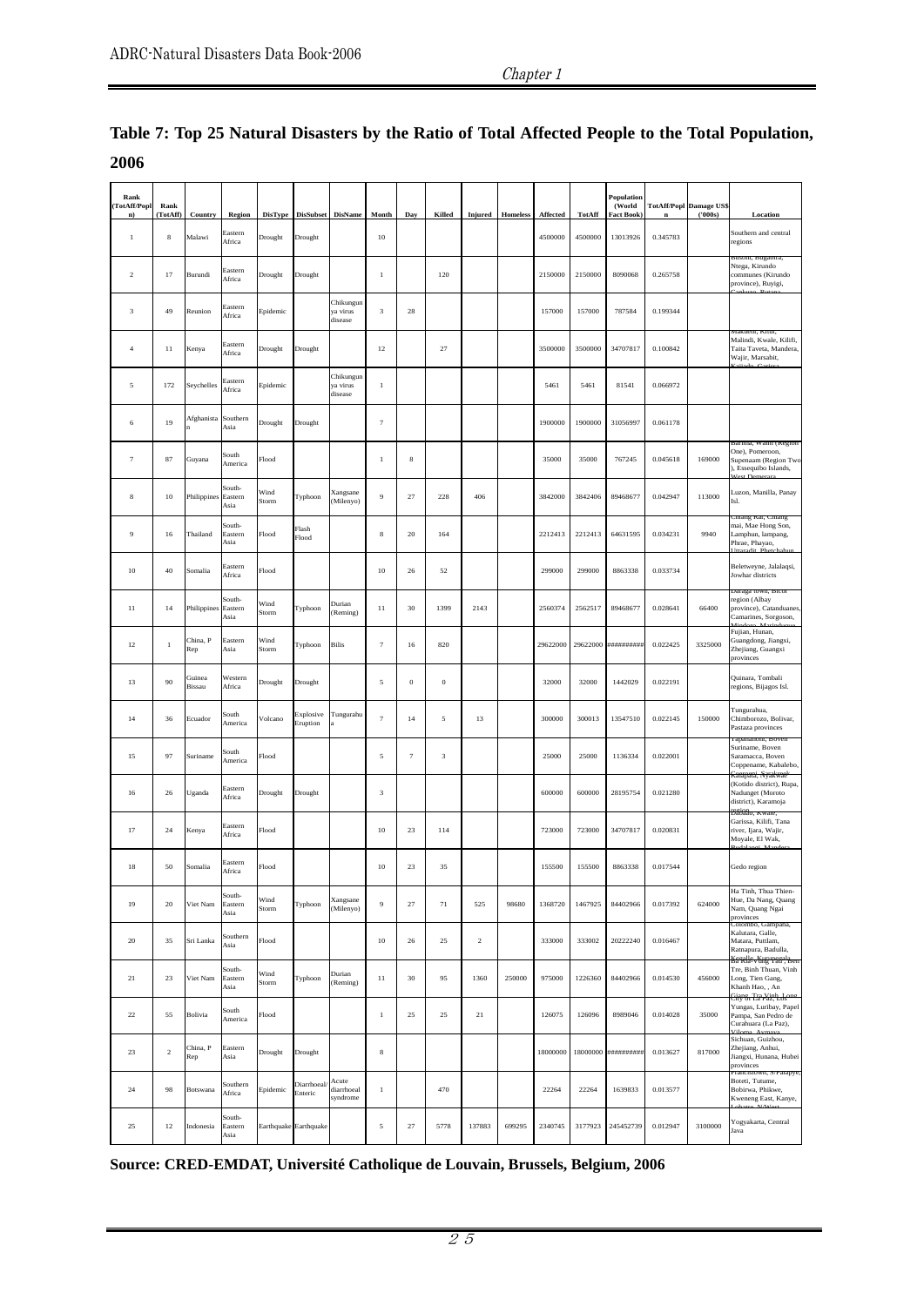## Table 7: Top 25 Natural Disasters by the Ratio of Total Affected People to the Total Population, 2006

| Rank (TotAff/Population) | Rank (TotAff) | Country | Region | DisType | DisSubset | DisName | Month | Day | Killed | Injured | Homeless | Affected | TotAff | Population (World Fact Book) | TotAff/Population | Damage US$ ('000s) | Location |
|---|---|---|---|---|---|---|---|---|---|---|---|---|---|---|---|---|---|
| 1 | 8 | Malawi | Eastern Africa | Drought | Drought | | 10 | | | | | 4500000 | 4500000 | 13013926 | 0.345783 | | Southern and central regions |
| 2 | 17 | Burundi | Eastern Africa | Drought | Drought | | 1 | | 120 | | | 2150000 | 2150000 | 8090068 | 0.265758 | | Busoni, Bugabira, Ntega, Kirundo communes (Kirundo province), Ruyigi, Cankuzo, Rutana |
| 3 | 49 | Reunion | Eastern Africa | Epidemic | | Chikungunya virus disease | 3 | 28 | | | | 157000 | 157000 | 787584 | 0.199344 | | |
| 4 | 11 | Kenya | Eastern Africa | Drought | Drought | | 12 | | 27 | | | 3500000 | 3500000 | 34707817 | 0.100842 | | Makueni, Kitui, Malindi, Kwale, Kilifi, Taita Taveta, Mandera, Wajir, Marsabit, Kajiado, Garissa |
| 5 | 172 | Seychelles | Eastern Africa | Epidemic | | Chikungunya virus disease | 1 | | | | | 5461 | 5461 | 81541 | 0.066972 | | |
| 6 | 19 | Afghanistan | Southern Asia | Drought | Drought | | 7 | | | | | 1900000 | 1900000 | 31056997 | 0.061178 | | |
| 7 | 87 | Guyana | South America | Flood | | | 1 | 8 | | | | 35000 | 35000 | 767245 | 0.045618 | 169000 | Barima, Waini (Region One), Pomeroon, Supenaam (Region Two), Essequibo Islands, West Demerara |
| 8 | 10 | Philippines | South-Eastern Asia | Wind Storm | Typhoon | Xangsane (Milenyo) | 9 | 27 | 228 | 406 | | 3842000 | 3842406 | 89468677 | 0.042947 | 113000 | Luzon, Manilla, Panay Isl. |
| 9 | 16 | Thailand | South-Eastern Asia | Flood | Flash Flood | | 8 | 20 | 164 | | | 2212413 | 2212413 | 64631595 | 0.034231 | 9940 | Chiang Rai, Chiang mai, Mae Hong Son, Lamphun, lampang, Phrae, Phayao, Uttaradit, Phetchabun |
| 10 | 40 | Somalia | Eastern Africa | Flood | | | 10 | 26 | 52 | | | 299000 | 299000 | 8863338 | 0.033734 | | Beletweyne, Jalalaqsi, Jowhar districts |
| 11 | 14 | Philippines | South-Eastern Asia | Wind Storm | Typhoon | Durian (Reming) | 11 | 30 | 1399 | 2143 | | 2560374 | 2562517 | 89468677 | 0.028641 | 66400 | Daraga town, Bicol region (Albay province), Catanduanes, Camarines, Sorgoson, Mindoro, Marinduque |
| 12 | 1 | China, P Rep | Eastern Asia | Wind Storm | Typhoon | Bilis | 7 | 16 | 820 | | | 29622000 | 29622000 | ########## | 0.022425 | 3325000 | Fujian, Hunan, Guangdong, Jiangxi, Zhejiang, Guangxi provinces |
| 13 | 90 | Guinea Bissau | Western Africa | Drought | Drought | | 5 | 0 | 0 | | | 32000 | 32000 | 1442029 | 0.022191 | | Quinara, Tombali regions, Bijagos Isl. |
| 14 | 36 | Ecuador | South America | Volcano | Explosive Eruption | Tungurahua | 7 | 14 | 5 | 13 | | 300000 | 300013 | 13547510 | 0.022145 | 150000 | Tungurahua, Chimborozo, Bolivar, Pastaza provinces |
| 15 | 97 | Suriname | South America | Flood | | | 5 | 7 | 3 | | | 25000 | 25000 | 1136334 | 0.022001 | | Tapanahoni, Boven Suriname, Boven Saramacca, Boven Coppename, Kabalebo, Gonini, Sipaliwini |
| 16 | 26 | Uganda | Eastern Africa | Drought | Drought | | 3 | | | | | 600000 | 600000 | 28195754 | 0.021280 | | Kotido, Nyakwae (Kotido district), Rupa, Nadunget (Moroto district), Karamoja region |
| 17 | 24 | Kenya | Eastern Africa | Flood | | | 10 | 23 | 114 | | | 723000 | 723000 | 34707817 | 0.020831 | | Dadaab, Kwale, Garissa, Kilifi, Tana river, Ijara, Wajir, Moyale, El Wak, Budalangi, Mandera |
| 18 | 50 | Somalia | Eastern Africa | Flood | | | 10 | 23 | 35 | | | 155500 | 155500 | 8863338 | 0.017544 | | Gedo region |
| 19 | 20 | Viet Nam | South-Eastern Asia | Wind Storm | Typhoon | Xangsane (Milenyo) | 9 | 27 | 71 | 525 | 98680 | 1368720 | 1467925 | 84402966 | 0.017392 | 624000 | Ha Tinh, Thua Thien-Hue, Da Nang, Quang Nam, Quang Ngai provinces |
| 20 | 35 | Sri Lanka | Southern Asia | Flood | | | 10 | 26 | 25 | 2 | | 333000 | 333002 | 20222240 | 0.016467 | | Colombo, Gampaha, Kalutara, Galle, Matara, Puttlam, Ratnapura, Badulla, Kegalle, Kurunegala |
| 21 | 23 | Viet Nam | South-Eastern Asia | Wind Storm | Typhoon | Durian (Reming) | 11 | 30 | 95 | 1360 | 250000 | 975000 | 1226360 | 84402966 | 0.014530 | 456000 | Ba Ria-Vung Tau, Ben Tre, Binh Thuan, Vinh Long, Tien Giang, Khanh Hao, , An Giang, Tra Vinh, Long |
| 22 | 55 | Bolivia | South America | Flood | | | 1 | 25 | 25 | 21 | | 126075 | 126096 | 8989046 | 0.014028 | 35000 | City of La Paz, Los Yungas, Luribay, Papel Pampa, San Pedro de Curahuara (La Paz), Viloma, Aymaya |
| 23 | 2 | China, P Rep | Eastern Asia | Drought | Drought | | 8 | | | | | 18000000 | 18000000 | ########## | 0.013627 | 817000 | Sichuan, Guizhou, Zhejiang, Anhui, Jiangxi, Hunana, Hubei provinces |
| 24 | 98 | Botswana | Southern Africa | Epidemic | Diarrhoeal/Enteric | Acute diarrhoeal syndrome | 1 | | 470 | | | 22264 | 22264 | 1639833 | 0.013577 | | Francistown, S-Palapye, Boteti, Tutume, Bobirwa, Phikwe, Kweneng East, Kanye, Lobatse, N/West |
| 25 | 12 | Indonesia | South-Eastern Asia | Earthquake | Earthquake | | 5 | 27 | 5778 | 137883 | 699295 | 2340745 | 3177923 | 245452739 | 0.012947 | 3100000 | Yogyakarta, Central Java |

**Source: CRED-EMDAT, Université Catholique de Louvain, Brussels, Belgium, 2006**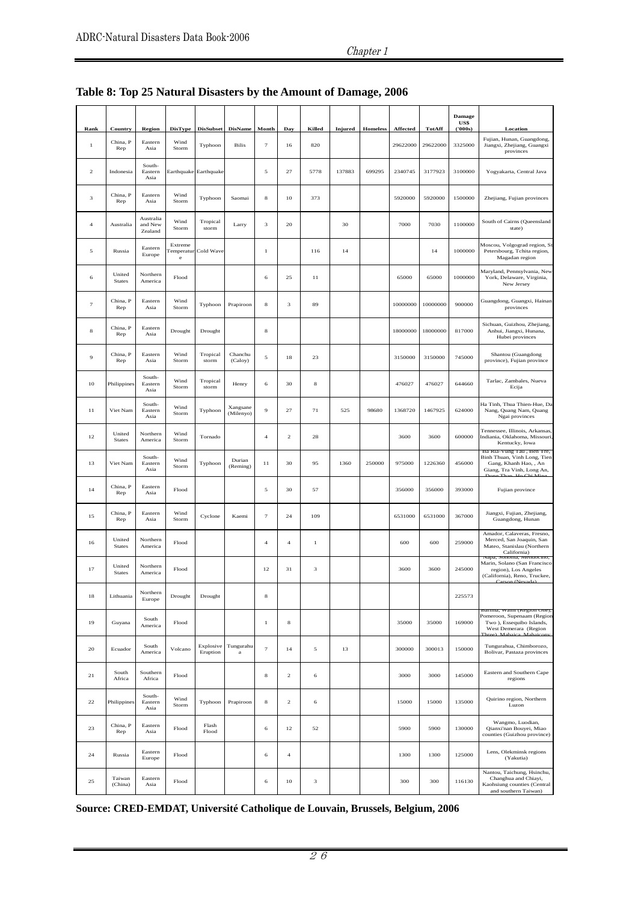## Table 8: Top 25 Natural Disasters by the Amount of Damage, 2006

| Rank | Country | Region | DisType | DisSubset | DisName | Month | Day | Killed | Injured | Homeless | Affected | TotAff | Damage US$ ('000s) | Location |
|---|---|---|---|---|---|---|---|---|---|---|---|---|---|---|
| 1 | China, P Rep | Eastern Asia | Wind Storm | Typhoon | Bilis | 7 | 16 | 820 | | | 29622000 | 29622000 | 3325000 | Fujian, Hunan, Guangdong, Jiangxi, Zhejiang, Guangxi provinces |
| 2 | Indonesia | South-Eastern Asia | Earthquake | Earthquake | | 5 | 27 | 5778 | 137883 | 699295 | 2340745 | 3177923 | 3100000 | Yogyakarta, Central Java |
| 3 | China, P Rep | Eastern Asia | Wind Storm | Typhoon | Saomai | 8 | 10 | 373 | | | 5920000 | 5920000 | 1500000 | Zhejiang, Fujian provinces |
| 4 | Australia | Australia and New Zealand | Wind Storm | Tropical storm | Larry | 3 | 20 | | 30 | | 7000 | 7030 | 1100000 | South of Cairns (Queensland state) |
| 5 | Russia | Eastern Europe | Extreme Temperature | Cold Wave | | 1 | | 116 | 14 | | | 14 | 1000000 | Moscou, Volgograd region, St Petersbourg, Tchita region, Magadan region |
| 6 | United States | Northern America | Flood | | | 6 | 25 | 11 | | | 65000 | 65000 | 1000000 | Maryland, Pennsylvania, New York, Delaware, Virginia, New Jersey |
| 7 | China, P Rep | Eastern Asia | Wind Storm | Typhoon | Prapiroon | 8 | 3 | 89 | | | 10000000 | 10000000 | 900000 | Guangdong, Guangxi, Hainan provinces |
| 8 | China, P Rep | Eastern Asia | Drought | Drought | | 8 | | | | | 18000000 | 18000000 | 817000 | Sichuan, Guizhou, Zhejiang, Anhui, Jiangxi, Hunana, Hubei provinces |
| 9 | China, P Rep | Eastern Asia | Wind Storm | Tropical storm | Chanchu (Caloy) | 5 | 18 | 23 | | | 3150000 | 3150000 | 745000 | Shantou (Guangdong province), Fujian province |
| 10 | Philippines | South-Eastern Asia | Wind Storm | Tropical storm | Henry | 6 | 30 | 8 | | | 476027 | 476027 | 644660 | Tarlac, Zambales, Nueva Ecija |
| 11 | Viet Nam | South-Eastern Asia | Wind Storm | Typhoon | Xangsane (Milenyo) | 9 | 27 | 71 | 525 | 98680 | 1368720 | 1467925 | 624000 | Ha Tinh, Thua Thien-Hue, Da Nang, Quang Nam, Quang Ngai provinces |
| 12 | United States | Northern America | Wind Storm | Tornado | | 4 | 2 | 28 | | | 3600 | 3600 | 600000 | Tennessee, Illinois, Arkansas, Indiania, Oklahoma, Missouri, Kentucky, Iowa |
| 13 | Viet Nam | South-Eastern Asia | Wind Storm | Typhoon | Durian (Reming) | 11 | 30 | 95 | 1360 | 250000 | 975000 | 1226360 | 456000 | Ba Ria-Vung Tau , Ben Tre, Binh Thuan, Vinh Long, Tien Gang, Khanh Hao, , An Giang, Tra Vinh, Long An, Dong Thap, Ho Chi Minh |
| 14 | China, P Rep | Eastern Asia | Flood | | | 5 | 30 | 57 | | | 356000 | 356000 | 393000 | Fujian province |
| 15 | China, P Rep | Eastern Asia | Wind Storm | Cyclone | Kaemi | 7 | 24 | 109 | | | 6531000 | 6531000 | 367000 | Jiangxi, Fujian, Zhejiang, Guangdong, Hunan |
| 16 | United States | Northern America | Flood | | | 4 | 4 | 1 | | | 600 | 600 | 259000 | Amador, Calaveras, Fresno, Merced, San Joaquin, San Mateo, Stanislau (Northern California) |
| 17 | United States | Northern America | Flood | | | 12 | 31 | 3 | | | 3600 | 3600 | 245000 | Napa, Sonoma, Mendocino, Marin, Solano (San Francisco region), Los Angeles (California), Reno, Truckee, Carson (Nevada) |
| 18 | Lithuania | Northern Europe | Drought | Drought | | 8 | | | | | | | 225573 | |
| 19 | Guyana | South America | Flood | | | 1 | 8 | | | | 35000 | 35000 | 169000 | Barima, Waini (Region One), Pomeroon, Supenaam (Region Two ), Essequibo Islands, West Demerara (Region Three), Mahaica, Mahaicony |
| 20 | Ecuador | South America | Volcano | Explosive Eruption | Tungurahua | 7 | 14 | 5 | 13 | | 300000 | 300013 | 150000 | Tungurahua, Chimborozo, Bolivar, Pastaza provinces |
| 21 | South Africa | Southern Africa | Flood | | | 8 | 2 | 6 | | | 3000 | 3000 | 145000 | Eastern and Southern Cape regions |
| 22 | Philippines | South-Eastern Asia | Wind Storm | Typhoon | Prapiroon | 8 | 2 | 6 | | | 15000 | 15000 | 135000 | Quirino region, Northern Luzon |
| 23 | China, P Rep | Eastern Asia | Flood | Flash Flood | | 6 | 12 | 52 | | | 5900 | 5900 | 130000 | Wangmo, Luodian, Qianxi'nan Bouyei, Miao counties (Guizhou province) |
| 24 | Russia | Eastern Europe | Flood | | | 6 | 4 | | | | 1300 | 1300 | 125000 | Lens, Olekminsk regions (Yakutia) |
| 25 | Taiwan (China) | Eastern Asia | Flood | | | 6 | 10 | 3 | | | 300 | 300 | 116130 | Nantou, Taichung, Hsinchu, Changhua and Chiayi, Kaohsiung counties (Central and southern Taiwan) |

**Source: CRED-EMDAT, Université Catholique de Louvain, Brussels, Belgium, 2006**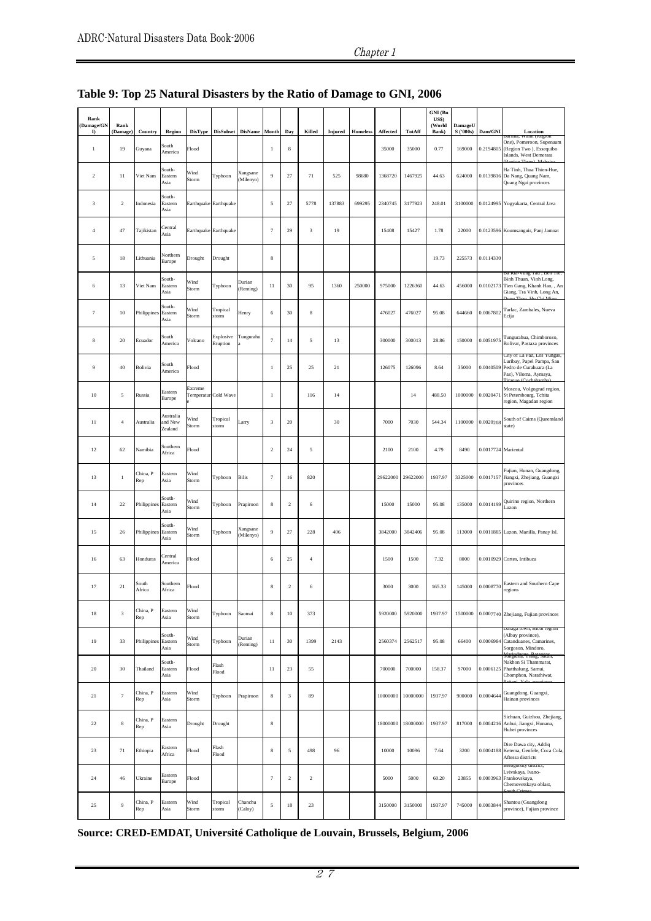## Table 9: Top 25 Natural Disasters by the Ratio of Damage to GNI, 2006

| Rank (Damage/GNI) | Rank (Damage) | Country | Region | DisType | DisSubset | DisName | Month | Day | Killed | Injured | Homeless | Affected | TotAff | GNI (Bn US$) (World Bank) | DamageUS ('000s) | Dam/GNI | Location |
|---|---|---|---|---|---|---|---|---|---|---|---|---|---|---|---|---|---|
| 1 | 19 | Guyana | South America | Flood | | | 1 | 8 | | | | 35000 | 35000 | 0.77 | 169000 | 0.2194805 | Barima, Waini (Region One), Pomeroon, Supenaam (Region Two ), Essequibo Islands, West Demerara (Region Three), Mahaica |
| 2 | 11 | Viet Nam | South-Eastern Asia | Wind Storm | Typhoon | Xangsane (Milenyo) | 9 | 27 | 71 | 525 | 98680 | 1368720 | 1467925 | 44.63 | 624000 | 0.0139816 | Ha Tinh, Thua Thien-Hue, Da Nang, Quang Nam, Quang Ngai provinces |
| 3 | 2 | Indonesia | South-Eastern Asia | Earthquake | Earthquake | | 5 | 27 | 5778 | 137883 | 699295 | 2340745 | 3177923 | 248.01 | 3100000 | 0.0124995 | Yogyakarta, Central Java |
| 4 | 47 | Tajikistan | Central Asia | Earthquake | Earthquake | | 7 | 29 | 3 | 19 | | 15408 | 15427 | 1.78 | 22000 | 0.0123596 | Koumsanguir, Panj Jamoat |
| 5 | 18 | Lithuania | Northern Europe | Drought | Drought | | 8 | | | | | | | 19.73 | 225573 | 0.0114330 | |
| 6 | 13 | Viet Nam | South-Eastern Asia | Wind Storm | Typhoon | Durian (Reming) | 11 | 30 | 95 | 1360 | 250000 | 975000 | 1226360 | 44.63 | 456000 | 0.0102173 | Ba Ria-Vung Tau , Ben Tre, Binh Thuan, Vinh Long, Tien Gang, Khanh Hao, , An Giang, Tra Vinh, Long An, Dong Thap, Ho Chi Minh |
| 7 | 10 | Philippines | South-Eastern Asia | Wind Storm | Tropical storm | Henry | 6 | 30 | 8 | | | 476027 | 476027 | 95.08 | 644660 | 0.0067802 | Tarlac, Zambales, Nueva Ecija |
| 8 | 20 | Ecuador | South America | Volcano | Explosive Eruption | Tungurahua | 7 | 14 | 5 | 13 | | 300000 | 300013 | 28.86 | 150000 | 0.0051975 | Tungurahua, Chimborozo, Bolivar, Pastaza provinces |
| 9 | 40 | Bolivia | South America | Flood | | | 1 | 25 | 25 | 21 | | 126075 | 126096 | 8.64 | 35000 | 0.0040509 | City of La Paz, Los Yungas, Luribay, Papel Pampa, San Pedro de Curahuara (La Paz), Viloma, Aymaya, Tiraque (Cochabamba) |
| 10 | 5 | Russia | Eastern Europe | Extreme Temperature | Cold Wave | | 1 | | 116 | 14 | | | 14 | 488.50 | 1000000 | 0.0020471 | Moscou, Volgograd region, St Petersbourg, Tchita region, Magadan region |
| 11 | 4 | Australia | Australia and New Zealand | Wind Storm | Tropical storm | Larry | 3 | 20 | | 30 | | 7000 | 7030 | 544.34 | 1100000 | 0.0020208 | South of Cairns (Queensland state) |
| 12 | 62 | Namibia | Southern Africa | Flood | | | 2 | 24 | 5 | | | 2100 | 2100 | 4.79 | 8490 | 0.0017724 | Mariental |
| 13 | 1 | China, P Rep | Eastern Asia | Wind Storm | Typhoon | Bilis | 7 | 16 | 820 | | | 29622000 | 29622000 | 1937.97 | 3325000 | 0.0017157 | Fujian, Hunan, Guangdong, Jiangxi, Zhejiang, Guangxi provinces |
| 14 | 22 | Philippines | South-Eastern Asia | Wind Storm | Typhoon | Prapiroon | 8 | 2 | 6 | | | 15000 | 15000 | 95.08 | 135000 | 0.0014199 | Quirino region, Northern Luzon |
| 15 | 26 | Philippines | South-Eastern Asia | Wind Storm | Typhoon | Xangsane (Milenyo) | 9 | 27 | 228 | 406 | | 3842000 | 3842406 | 95.08 | 113000 | 0.0011885 | Luzon, Manilla, Panay Isl. |
| 16 | 63 | Honduras | Central America | Flood | | | 6 | 25 | 4 | | | 1500 | 1500 | 7.32 | 8000 | 0.0010929 | Cortes, Intibuca |
| 17 | 21 | South Africa | Southern Africa | Flood | | | 8 | 2 | 6 | | | 3000 | 3000 | 165.33 | 145000 | 0.0008770 | Eastern and Southern Cape regions |
| 18 | 3 | China, P Rep | Eastern Asia | Wind Storm | Typhoon | Saomai | 8 | 10 | 373 | | | 5920000 | 5920000 | 1937.97 | 1500000 | 0.0007740 | Zhejiang, Fujian provinces |
| 19 | 33 | Philippines | South-Eastern Asia | Wind Storm | Typhoon | Durian (Reming) | 11 | 30 | 1399 | 2143 | | 2560374 | 2562517 | 95.08 | 66400 | 0.0006984 | Daraga town, Bicol region (Albay province), Catanduanes, Camarines, Sorgoson, Mindoro, Marinduque, Batangas |
| 20 | 30 | Thailand | South-Eastern Asia | Flood | Flash Flood | | 11 | 23 | 55 | | | 700000 | 700000 | 158.37 | 97000 | 0.0006125 | Songkhla, Trang, Satun, Nakhon Si Thammarat, Phatthalung, Samui, Chomphon, Narathiwat, Pattani, Yala provinces |
| 21 | 7 | China, P Rep | Eastern Asia | Wind Storm | Typhoon | Prapiroon | 8 | 3 | 89 | | | 10000000 | 10000000 | 1937.97 | 900000 | 0.0004644 | Guangdong, Guangxi, Hainan provinces |
| 22 | 8 | China, P Rep | Eastern Asia | Drought | Drought | | 8 | | | | | 18000000 | 18000000 | 1937.97 | 817000 | 0.0004216 | Sichuan, Guizhou, Zhejiang, Anhui, Jiangxi, Hunana, Hubei provinces |
| 23 | 71 | Ethiopia | Eastern Africa | Flood | Flash Flood | | 8 | 5 | 498 | 96 | | 10000 | 10096 | 7.64 | 3200 | 0.0004188 | Dire Dawa city, Addiq Ketema, Genfele, Coca Cola, Aftessa districts |
| 24 | 46 | Ukraine | Eastern Europe | Flood | | | 7 | 2 | 2 | | | 5000 | 5000 | 60.20 | 23855 | 0.0003963 | Berogorsky district, Lvivskaya, Ivano-Frankovskaya, Chernovetskaya oblast, South Crimea |
| 25 | 9 | China, P Rep | Eastern Asia | Wind Storm | Tropical storm | Chanchu (Caloy) | 5 | 18 | 23 | | | 3150000 | 3150000 | 1937.97 | 745000 | 0.0003844 | Shantou (Guangdong province), Fujian province |

**Source: CRED-EMDAT, Université Catholique de Louvain, Brussels, Belgium, 2006**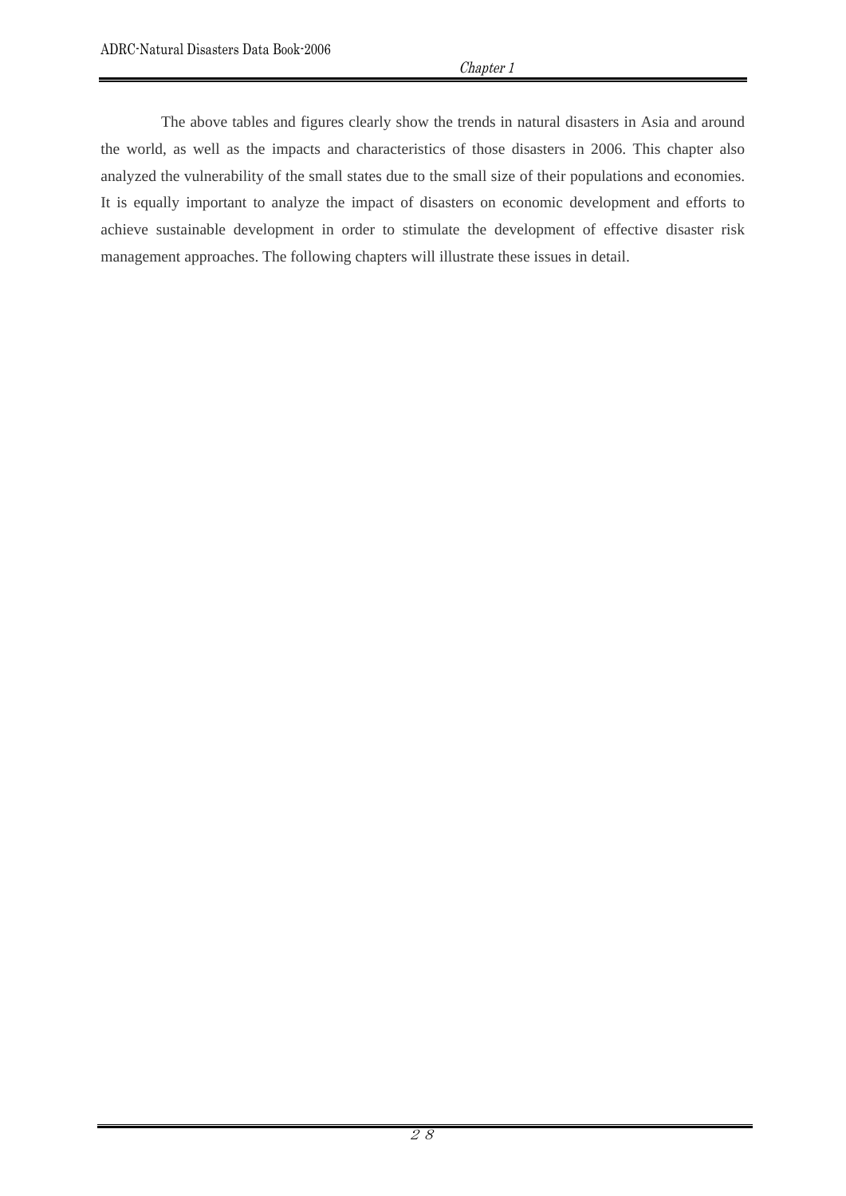The above tables and figures clearly show the trends in natural disasters in Asia and around the world, as well as the impacts and characteristics of those disasters in 2006. This chapter also analyzed the vulnerability of the small states due to the small size of their populations and economies. It is equally important to analyze the impact of disasters on economic development and efforts to achieve sustainable development in order to stimulate the development of effective disaster risk management approaches. The following chapters will illustrate these issues in detail.